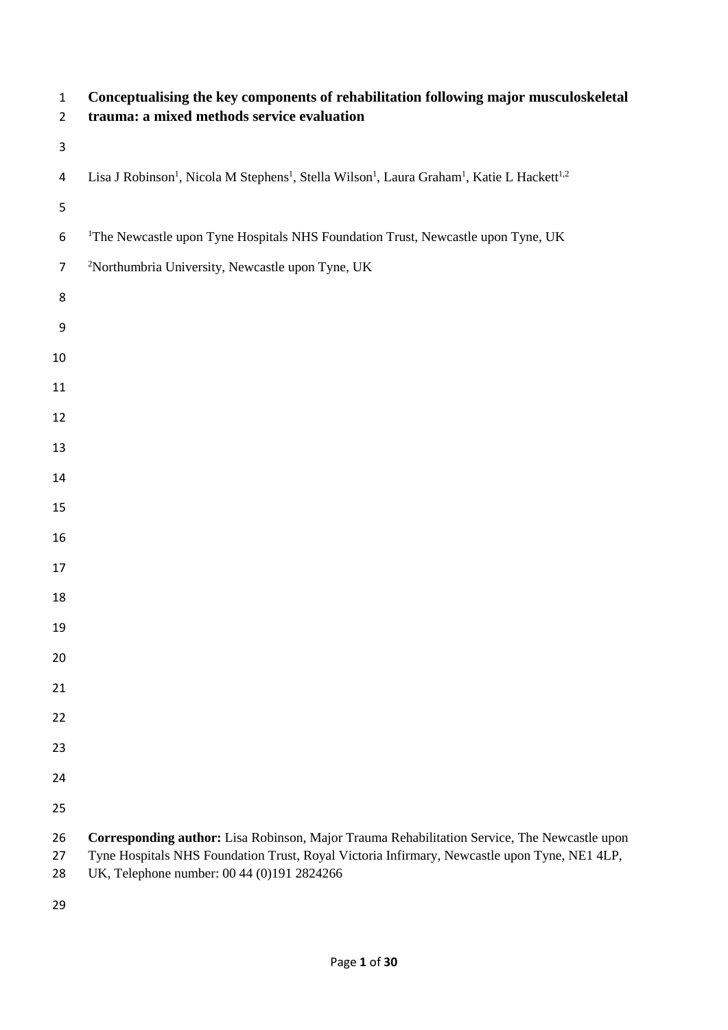# Conceptualising the key components of rehabilitation following major musculoskeletal trauma: a mixed methods service evaluation

Lisa J Robinson[1], Nicola M Stephens[1], Stella Wilson[1], Laura Graham[1], Katie L Hackett[1,2]

[1]The Newcastle upon Tyne Hospitals NHS Foundation Trust, Newcastle upon Tyne, UK

[2]Northumbria University, Newcastle upon Tyne, UK

**Corresponding author:** Lisa Robinson, Major Trauma Rehabilitation Service, The Newcastle upon Tyne Hospitals NHS Foundation Trust, Royal Victoria Infirmary, Newcastle upon Tyne, NE1 4LP, UK, Telephone number: 00 44 (0)191 2824266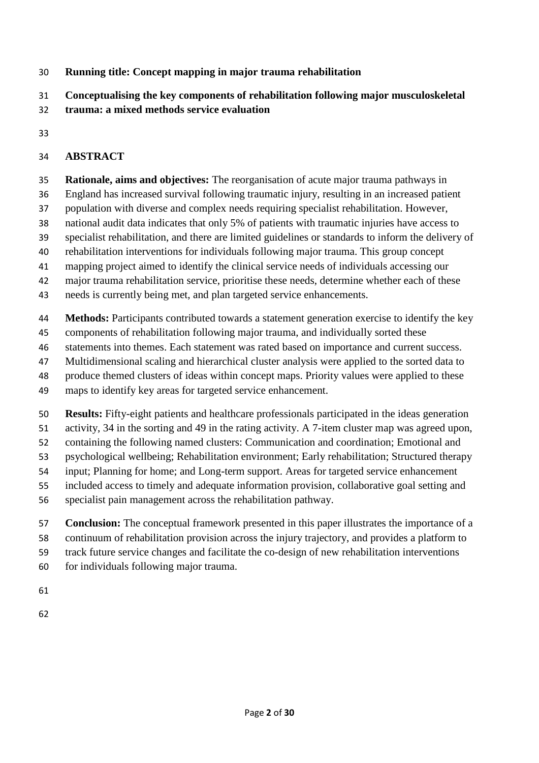**Running title: Concept mapping in major trauma rehabilitation**

# Conceptualising the key components of rehabilitation following major musculoskeletal trauma: a mixed methods service evaluation

## ABSTRACT

**Rationale, aims and objectives:** The reorganisation of acute major trauma pathways in England has increased survival following traumatic injury, resulting in an increased patient population with diverse and complex needs requiring specialist rehabilitation. However, national audit data indicates that only 5% of patients with traumatic injuries have access to specialist rehabilitation, and there are limited guidelines or standards to inform the delivery of rehabilitation interventions for individuals following major trauma. This group concept mapping project aimed to identify the clinical service needs of individuals accessing our major trauma rehabilitation service, prioritise these needs, determine whether each of these needs is currently being met, and plan targeted service enhancements.

**Methods:** Participants contributed towards a statement generation exercise to identify the key components of rehabilitation following major trauma, and individually sorted these statements into themes. Each statement was rated based on importance and current success. Multidimensional scaling and hierarchical cluster analysis were applied to the sorted data to produce themed clusters of ideas within concept maps. Priority values were applied to these maps to identify key areas for targeted service enhancement.

**Results:** Fifty-eight patients and healthcare professionals participated in the ideas generation activity, 34 in the sorting and 49 in the rating activity. A 7-item cluster map was agreed upon, containing the following named clusters: Communication and coordination; Emotional and psychological wellbeing; Rehabilitation environment; Early rehabilitation; Structured therapy input; Planning for home; and Long-term support. Areas for targeted service enhancement included access to timely and adequate information provision, collaborative goal setting and specialist pain management across the rehabilitation pathway.

**Conclusion:** The conceptual framework presented in this paper illustrates the importance of a continuum of rehabilitation provision across the injury trajectory, and provides a platform to track future service changes and facilitate the co-design of new rehabilitation interventions for individuals following major trauma.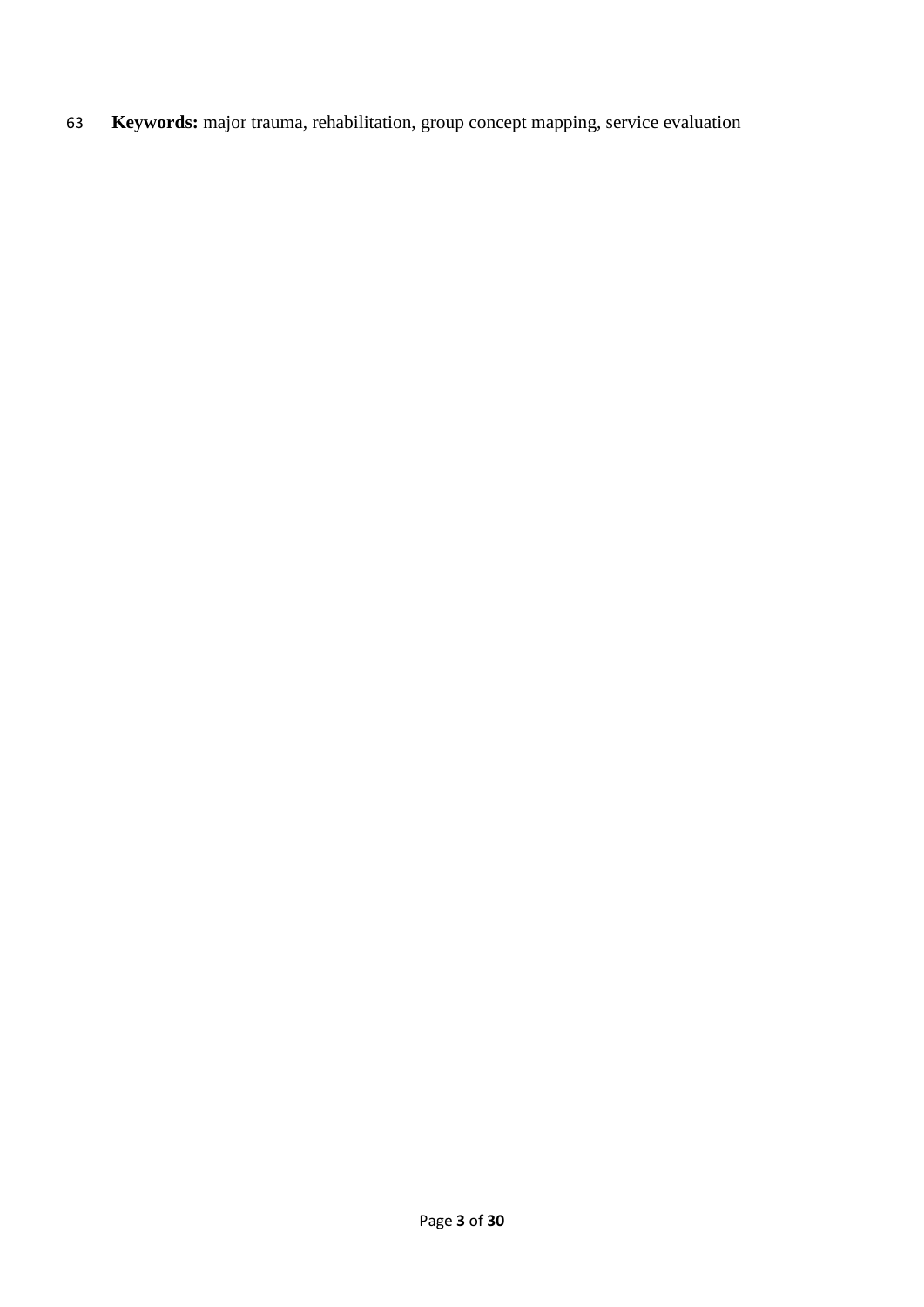**Keywords:** major trauma, rehabilitation, group concept mapping, service evaluation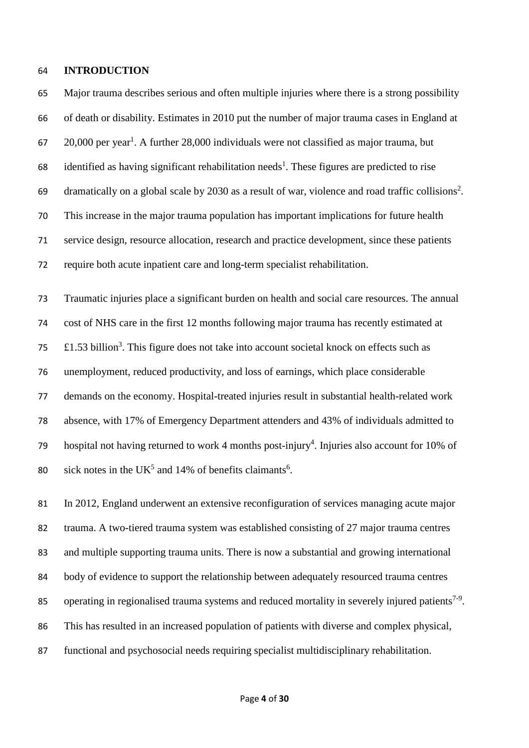## INTRODUCTION

Major trauma describes serious and often multiple injuries where there is a strong possibility of death or disability. Estimates in 2010 put the number of major trauma cases in England at 20,000 per year[1]. A further 28,000 individuals were not classified as major trauma, but identified as having significant rehabilitation needs[1]. These figures are predicted to rise dramatically on a global scale by 2030 as a result of war, violence and road traffic collisions[2]. This increase in the major trauma population has important implications for future health service design, resource allocation, research and practice development, since these patients require both acute inpatient care and long-term specialist rehabilitation.

Traumatic injuries place a significant burden on health and social care resources. The annual cost of NHS care in the first 12 months following major trauma has recently estimated at £1.53 billion[3]. This figure does not take into account societal knock on effects such as unemployment, reduced productivity, and loss of earnings, which place considerable demands on the economy. Hospital-treated injuries result in substantial health-related work absence, with 17% of Emergency Department attenders and 43% of individuals admitted to hospital not having returned to work 4 months post-injury[4]. Injuries also account for 10% of sick notes in the UK[5] and 14% of benefits claimants[6].

In 2012, England underwent an extensive reconfiguration of services managing acute major trauma. A two-tiered trauma system was established consisting of 27 major trauma centres and multiple supporting trauma units. There is now a substantial and growing international body of evidence to support the relationship between adequately resourced trauma centres operating in regionalised trauma systems and reduced mortality in severely injured patients[7-9]. This has resulted in an increased population of patients with diverse and complex physical, functional and psychosocial needs requiring specialist multidisciplinary rehabilitation.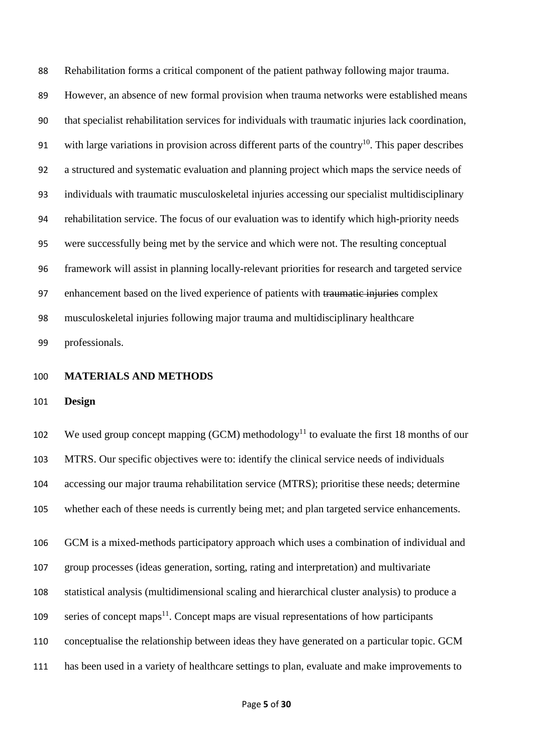Rehabilitation forms a critical component of the patient pathway following major trauma. However, an absence of new formal provision when trauma networks were established means that specialist rehabilitation services for individuals with traumatic injuries lack coordination, with large variations in provision across different parts of the country[10]. This paper describes a structured and systematic evaluation and planning project which maps the service needs of individuals with traumatic musculoskeletal injuries accessing our specialist multidisciplinary rehabilitation service. The focus of our evaluation was to identify which high-priority needs were successfully being met by the service and which were not. The resulting conceptual framework will assist in planning locally-relevant priorities for research and targeted service enhancement based on the lived experience of patients with ~~traumatic injuries~~ complex musculoskeletal injuries following major trauma and multidisciplinary healthcare professionals.

## MATERIALS AND METHODS

### Design

We used group concept mapping (GCM) methodology[11] to evaluate the first 18 months of our MTRS. Our specific objectives were to: identify the clinical service needs of individuals accessing our major trauma rehabilitation service (MTRS); prioritise these needs; determine whether each of these needs is currently being met; and plan targeted service enhancements.

GCM is a mixed-methods participatory approach which uses a combination of individual and group processes (ideas generation, sorting, rating and interpretation) and multivariate statistical analysis (multidimensional scaling and hierarchical cluster analysis) to produce a series of concept maps[11]. Concept maps are visual representations of how participants conceptualise the relationship between ideas they have generated on a particular topic. GCM has been used in a variety of healthcare settings to plan, evaluate and make improvements to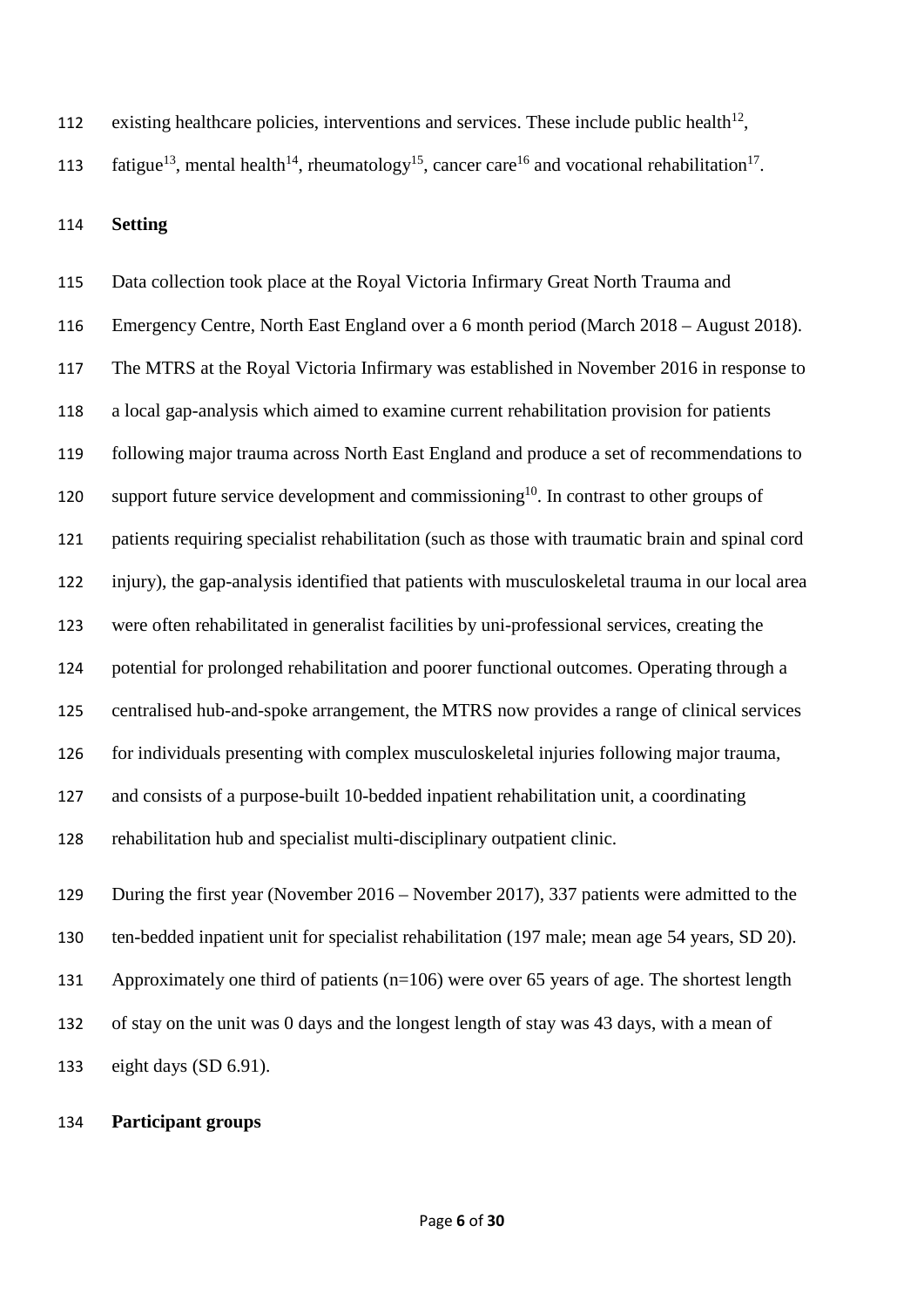existing healthcare policies, interventions and services. These include public health[12], fatigue[13], mental health[14], rheumatology[15], cancer care[16] and vocational rehabilitation[17].

**Setting**

Data collection took place at the Royal Victoria Infirmary Great North Trauma and Emergency Centre, North East England over a 6 month period (March 2018 – August 2018). The MTRS at the Royal Victoria Infirmary was established in November 2016 in response to a local gap-analysis which aimed to examine current rehabilitation provision for patients following major trauma across North East England and produce a set of recommendations to support future service development and commissioning[10]. In contrast to other groups of patients requiring specialist rehabilitation (such as those with traumatic brain and spinal cord injury), the gap-analysis identified that patients with musculoskeletal trauma in our local area were often rehabilitated in generalist facilities by uni-professional services, creating the potential for prolonged rehabilitation and poorer functional outcomes. Operating through a centralised hub-and-spoke arrangement, the MTRS now provides a range of clinical services for individuals presenting with complex musculoskeletal injuries following major trauma, and consists of a purpose-built 10-bedded inpatient rehabilitation unit, a coordinating rehabilitation hub and specialist multi-disciplinary outpatient clinic.

During the first year (November 2016 – November 2017), 337 patients were admitted to the ten-bedded inpatient unit for specialist rehabilitation (197 male; mean age 54 years, SD 20). Approximately one third of patients (n=106) were over 65 years of age. The shortest length of stay on the unit was 0 days and the longest length of stay was 43 days, with a mean of eight days (SD 6.91).

**Participant groups**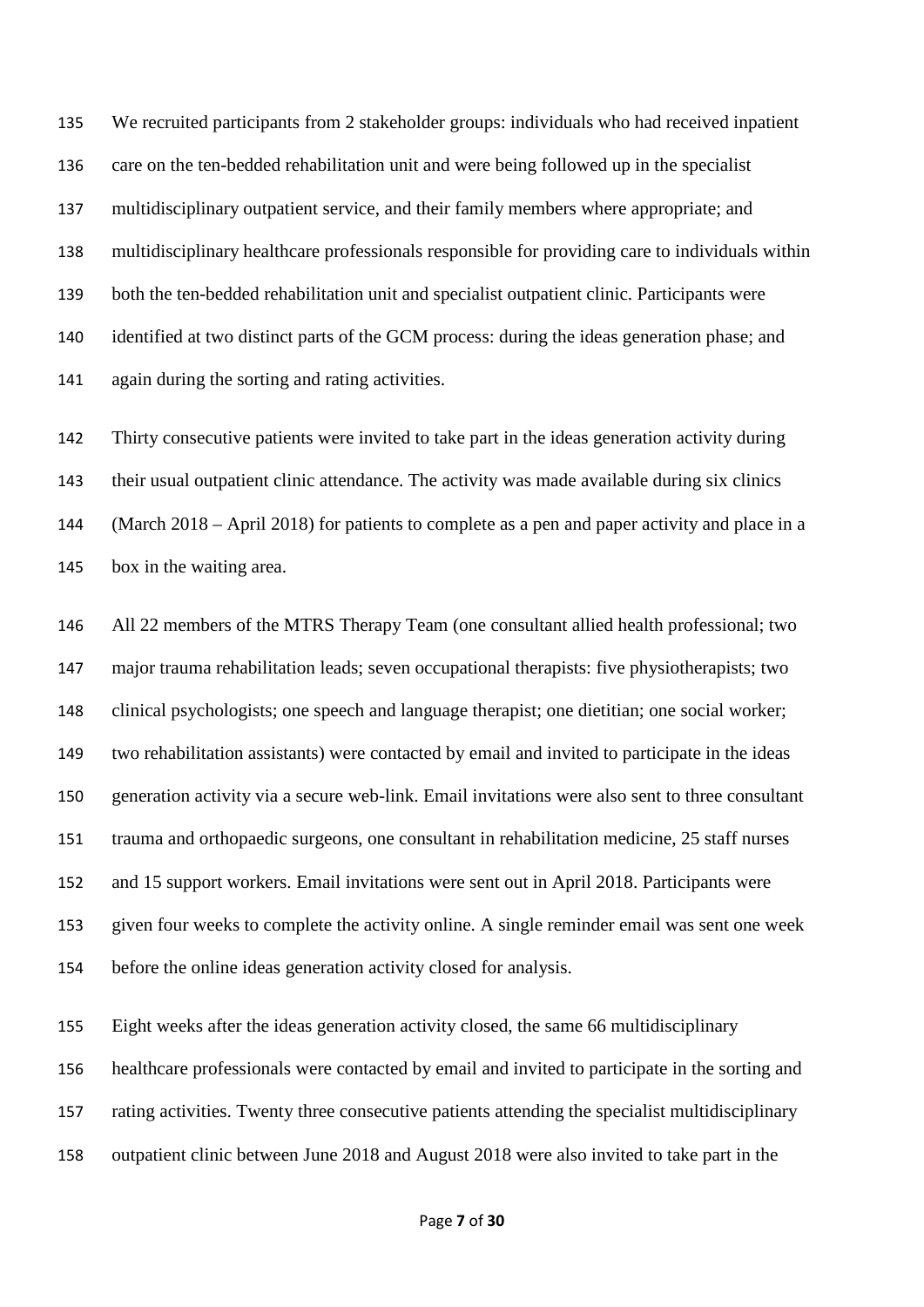We recruited participants from 2 stakeholder groups: individuals who had received inpatient care on the ten-bedded rehabilitation unit and were being followed up in the specialist multidisciplinary outpatient service, and their family members where appropriate; and multidisciplinary healthcare professionals responsible for providing care to individuals within both the ten-bedded rehabilitation unit and specialist outpatient clinic. Participants were identified at two distinct parts of the GCM process: during the ideas generation phase; and again during the sorting and rating activities.

Thirty consecutive patients were invited to take part in the ideas generation activity during their usual outpatient clinic attendance. The activity was made available during six clinics (March 2018 – April 2018) for patients to complete as a pen and paper activity and place in a box in the waiting area.

All 22 members of the MTRS Therapy Team (one consultant allied health professional; two major trauma rehabilitation leads; seven occupational therapists: five physiotherapists; two clinical psychologists; one speech and language therapist; one dietitian; one social worker; two rehabilitation assistants) were contacted by email and invited to participate in the ideas generation activity via a secure web-link. Email invitations were also sent to three consultant trauma and orthopaedic surgeons, one consultant in rehabilitation medicine, 25 staff nurses and 15 support workers. Email invitations were sent out in April 2018. Participants were given four weeks to complete the activity online. A single reminder email was sent one week before the online ideas generation activity closed for analysis.

Eight weeks after the ideas generation activity closed, the same 66 multidisciplinary healthcare professionals were contacted by email and invited to participate in the sorting and rating activities. Twenty three consecutive patients attending the specialist multidisciplinary outpatient clinic between June 2018 and August 2018 were also invited to take part in the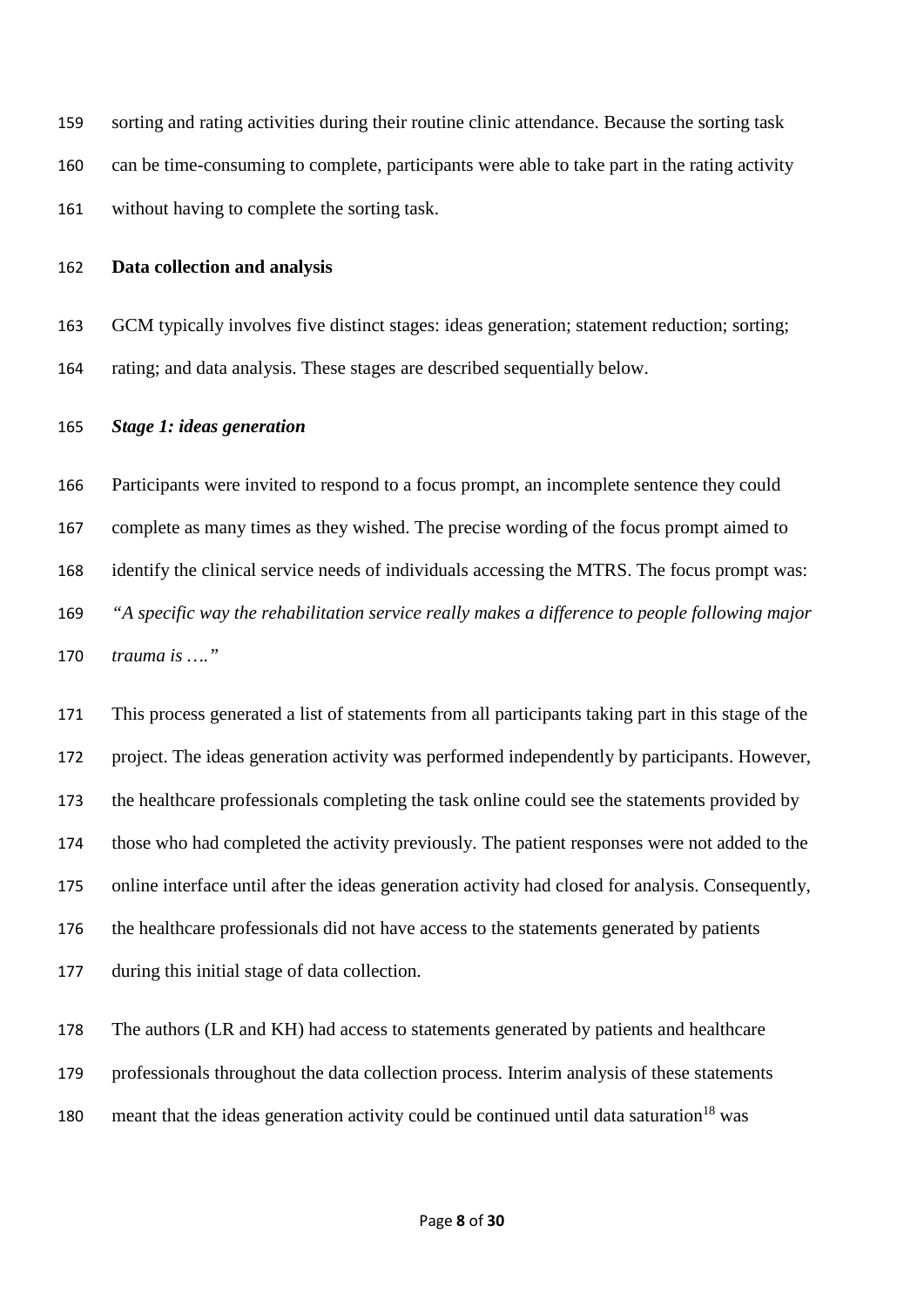sorting and rating activities during their routine clinic attendance. Because the sorting task can be time-consuming to complete, participants were able to take part in the rating activity without having to complete the sorting task.

**Data collection and analysis**

GCM typically involves five distinct stages: ideas generation; statement reduction; sorting; rating; and data analysis. These stages are described sequentially below.

***Stage 1: ideas generation***

Participants were invited to respond to a focus prompt, an incomplete sentence they could complete as many times as they wished. The precise wording of the focus prompt aimed to identify the clinical service needs of individuals accessing the MTRS. The focus prompt was: *"A specific way the rehabilitation service really makes a difference to people following major trauma is …."*

This process generated a list of statements from all participants taking part in this stage of the project. The ideas generation activity was performed independently by participants. However, the healthcare professionals completing the task online could see the statements provided by those who had completed the activity previously. The patient responses were not added to the online interface until after the ideas generation activity had closed for analysis. Consequently, the healthcare professionals did not have access to the statements generated by patients during this initial stage of data collection.

The authors (LR and KH) had access to statements generated by patients and healthcare professionals throughout the data collection process. Interim analysis of these statements meant that the ideas generation activity could be continued until data saturation[18] was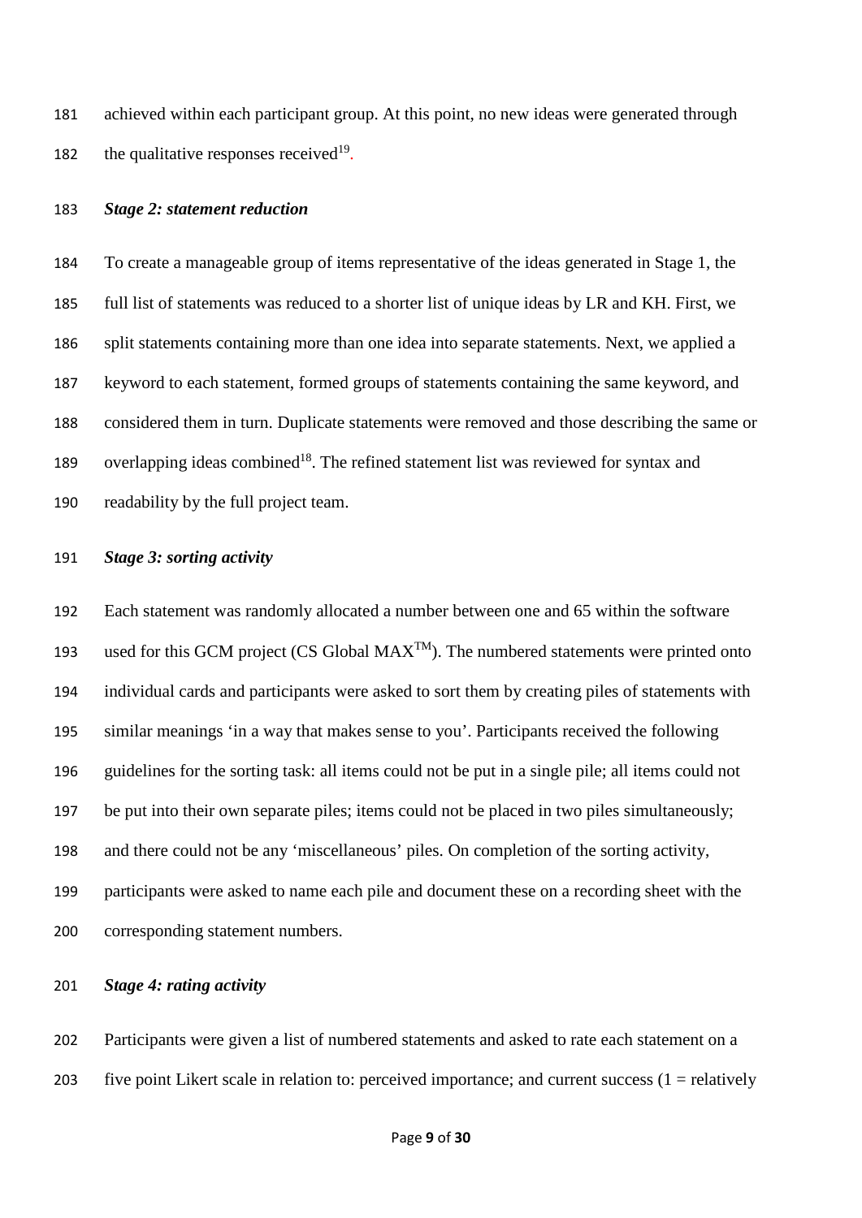achieved within each participant group. At this point, no new ideas were generated through the qualitative responses received[19].

### *Stage 2: statement reduction*

To create a manageable group of items representative of the ideas generated in Stage 1, the full list of statements was reduced to a shorter list of unique ideas by LR and KH. First, we split statements containing more than one idea into separate statements. Next, we applied a keyword to each statement, formed groups of statements containing the same keyword, and considered them in turn. Duplicate statements were removed and those describing the same or overlapping ideas combined[18]. The refined statement list was reviewed for syntax and readability by the full project team.

### *Stage 3: sorting activity*

Each statement was randomly allocated a number between one and 65 within the software used for this GCM project (CS Global MAX™). The numbered statements were printed onto individual cards and participants were asked to sort them by creating piles of statements with similar meanings 'in a way that makes sense to you'. Participants received the following guidelines for the sorting task: all items could not be put in a single pile; all items could not be put into their own separate piles; items could not be placed in two piles simultaneously; and there could not be any 'miscellaneous' piles. On completion of the sorting activity, participants were asked to name each pile and document these on a recording sheet with the corresponding statement numbers.

### *Stage 4: rating activity*

Participants were given a list of numbered statements and asked to rate each statement on a five point Likert scale in relation to: perceived importance; and current success (1 = relatively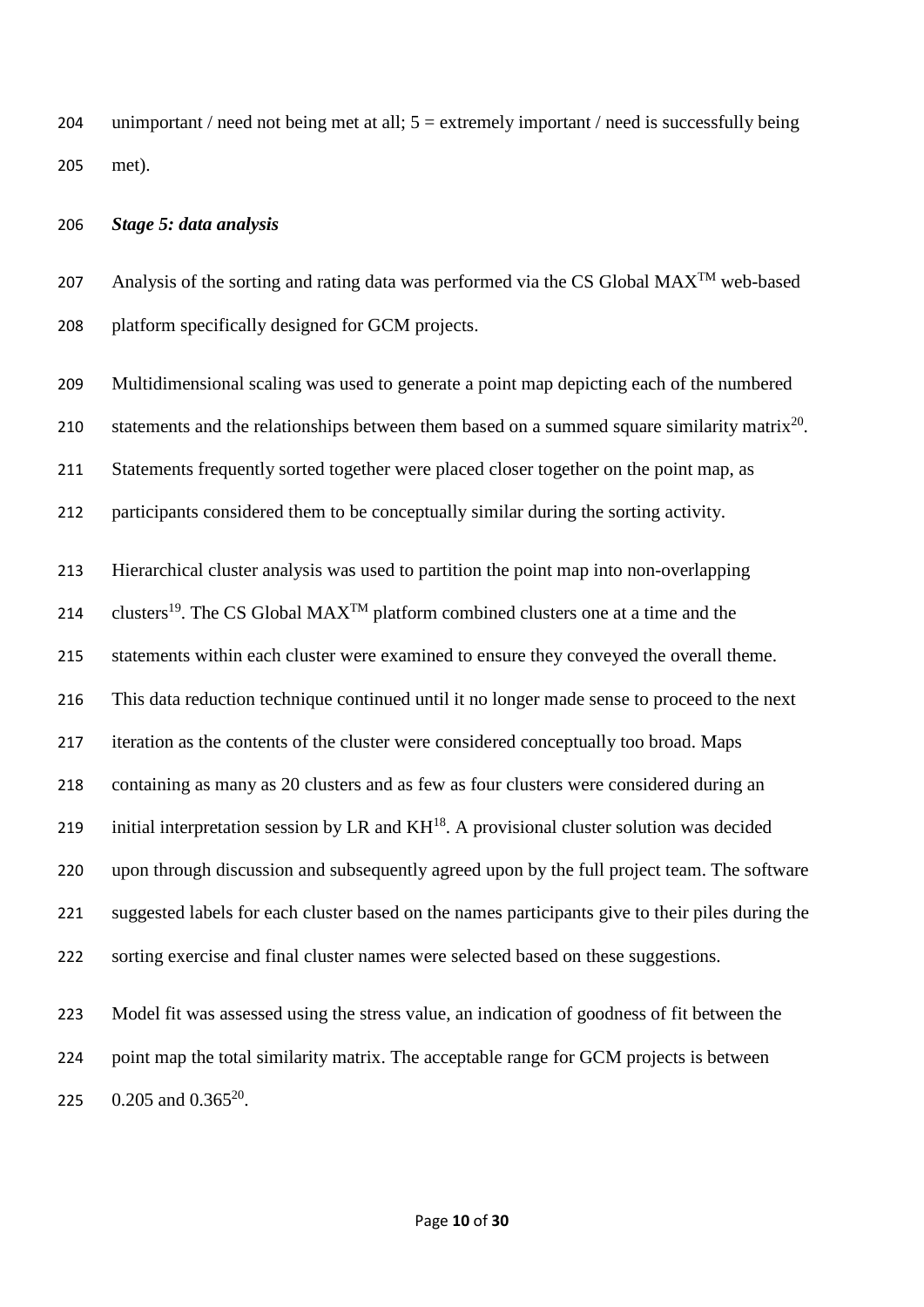unimportant / need not being met at all; 5 = extremely important / need is successfully being met).

### *Stage 5: data analysis*

Analysis of the sorting and rating data was performed via the CS Global MAX™ web-based platform specifically designed for GCM projects.

Multidimensional scaling was used to generate a point map depicting each of the numbered statements and the relationships between them based on a summed square similarity matrix[20]. Statements frequently sorted together were placed closer together on the point map, as participants considered them to be conceptually similar during the sorting activity.

Hierarchical cluster analysis was used to partition the point map into non-overlapping clusters[19]. The CS Global MAX™ platform combined clusters one at a time and the statements within each cluster were examined to ensure they conveyed the overall theme. This data reduction technique continued until it no longer made sense to proceed to the next iteration as the contents of the cluster were considered conceptually too broad. Maps containing as many as 20 clusters and as few as four clusters were considered during an initial interpretation session by LR and KH[18]. A provisional cluster solution was decided upon through discussion and subsequently agreed upon by the full project team. The software suggested labels for each cluster based on the names participants give to their piles during the sorting exercise and final cluster names were selected based on these suggestions.

Model fit was assessed using the stress value, an indication of goodness of fit between the point map the total similarity matrix. The acceptable range for GCM projects is between 0.205 and 0.365[20].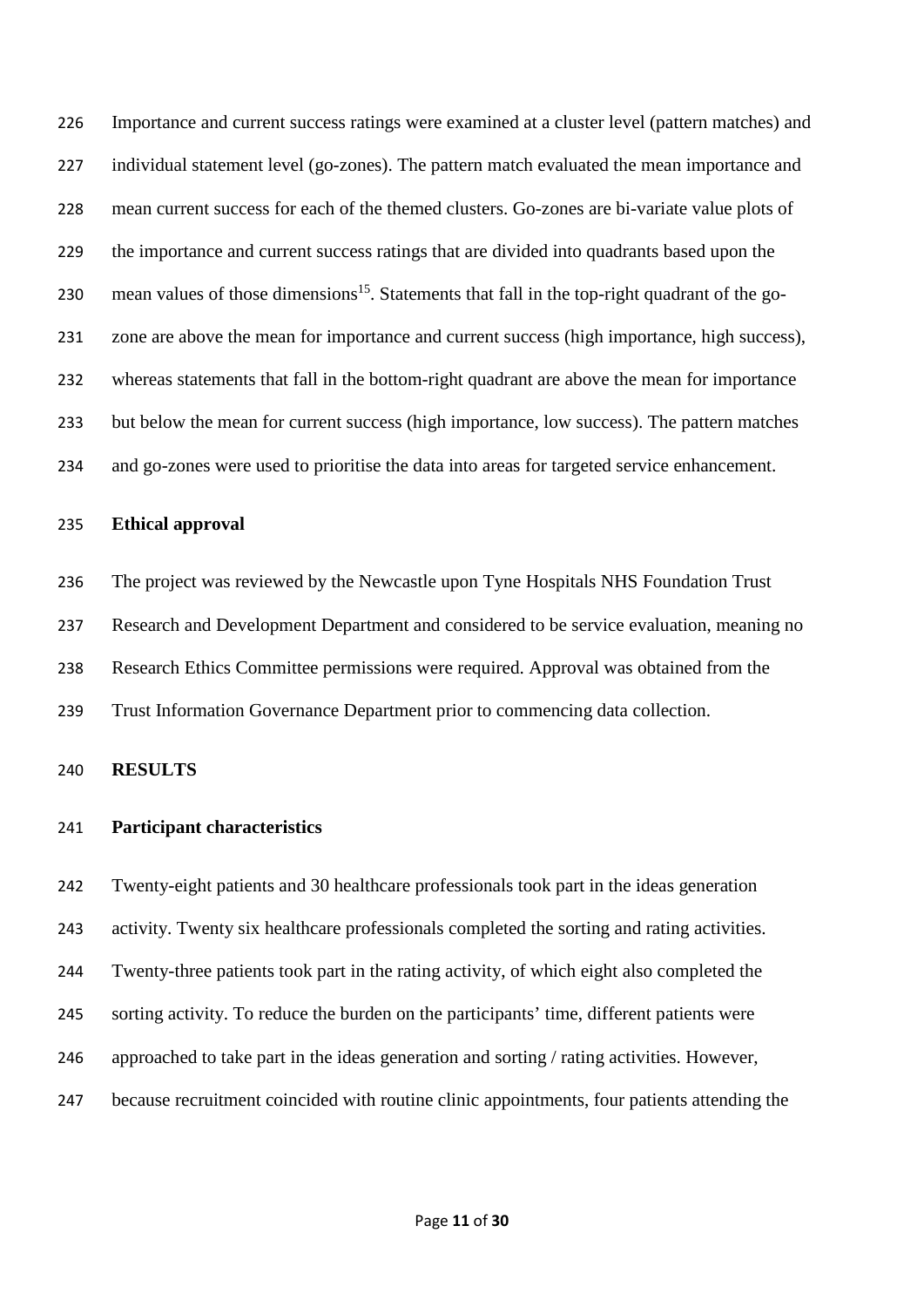Importance and current success ratings were examined at a cluster level (pattern matches) and individual statement level (go-zones). The pattern match evaluated the mean importance and mean current success for each of the themed clusters. Go-zones are bi-variate value plots of the importance and current success ratings that are divided into quadrants based upon the mean values of those dimensions[15]. Statements that fall in the top-right quadrant of the go-zone are above the mean for importance and current success (high importance, high success), whereas statements that fall in the bottom-right quadrant are above the mean for importance but below the mean for current success (high importance, low success). The pattern matches and go-zones were used to prioritise the data into areas for targeted service enhancement.

**Ethical approval**

The project was reviewed by the Newcastle upon Tyne Hospitals NHS Foundation Trust Research and Development Department and considered to be service evaluation, meaning no Research Ethics Committee permissions were required. Approval was obtained from the Trust Information Governance Department prior to commencing data collection.

## RESULTS

**Participant characteristics**

Twenty-eight patients and 30 healthcare professionals took part in the ideas generation activity. Twenty six healthcare professionals completed the sorting and rating activities. Twenty-three patients took part in the rating activity, of which eight also completed the sorting activity. To reduce the burden on the participants' time, different patients were approached to take part in the ideas generation and sorting / rating activities. However, because recruitment coincided with routine clinic appointments, four patients attending the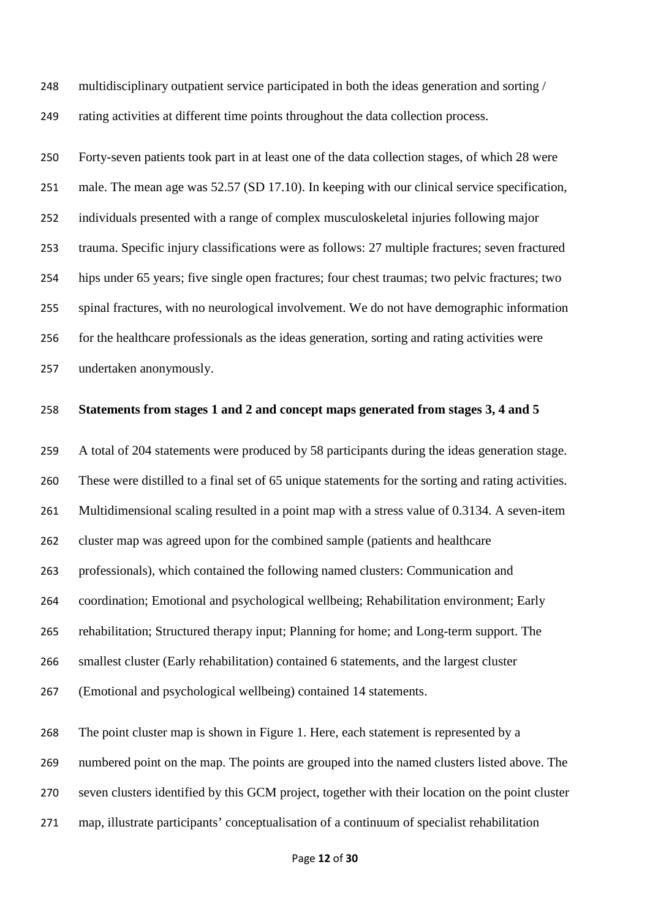multidisciplinary outpatient service participated in both the ideas generation and sorting / rating activities at different time points throughout the data collection process.

Forty-seven patients took part in at least one of the data collection stages, of which 28 were male. The mean age was 52.57 (SD 17.10). In keeping with our clinical service specification, individuals presented with a range of complex musculoskeletal injuries following major trauma. Specific injury classifications were as follows: 27 multiple fractures; seven fractured hips under 65 years; five single open fractures; four chest traumas; two pelvic fractures; two spinal fractures, with no neurological involvement. We do not have demographic information for the healthcare professionals as the ideas generation, sorting and rating activities were undertaken anonymously.

**Statements from stages 1 and 2 and concept maps generated from stages 3, 4 and 5**

A total of 204 statements were produced by 58 participants during the ideas generation stage. These were distilled to a final set of 65 unique statements for the sorting and rating activities. Multidimensional scaling resulted in a point map with a stress value of 0.3134. A seven-item cluster map was agreed upon for the combined sample (patients and healthcare professionals), which contained the following named clusters: Communication and coordination; Emotional and psychological wellbeing; Rehabilitation environment; Early rehabilitation; Structured therapy input; Planning for home; and Long-term support. The smallest cluster (Early rehabilitation) contained 6 statements, and the largest cluster (Emotional and psychological wellbeing) contained 14 statements.

The point cluster map is shown in Figure 1. Here, each statement is represented by a numbered point on the map. The points are grouped into the named clusters listed above. The seven clusters identified by this GCM project, together with their location on the point cluster map, illustrate participants' conceptualisation of a continuum of specialist rehabilitation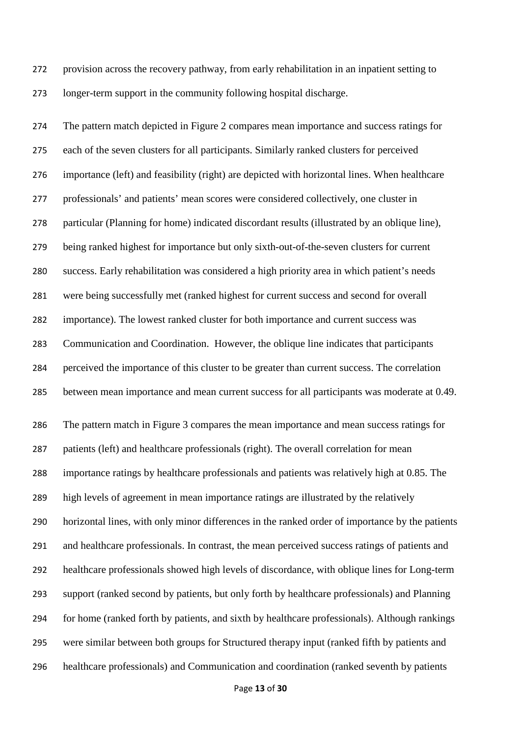provision across the recovery pathway, from early rehabilitation in an inpatient setting to longer-term support in the community following hospital discharge.

The pattern match depicted in Figure 2 compares mean importance and success ratings for each of the seven clusters for all participants. Similarly ranked clusters for perceived importance (left) and feasibility (right) are depicted with horizontal lines. When healthcare professionals' and patients' mean scores were considered collectively, one cluster in particular (Planning for home) indicated discordant results (illustrated by an oblique line), being ranked highest for importance but only sixth-out-of-the-seven clusters for current success. Early rehabilitation was considered a high priority area in which patient's needs were being successfully met (ranked highest for current success and second for overall importance). The lowest ranked cluster for both importance and current success was Communication and Coordination. However, the oblique line indicates that participants perceived the importance of this cluster to be greater than current success. The correlation between mean importance and mean current success for all participants was moderate at 0.49.

The pattern match in Figure 3 compares the mean importance and mean success ratings for patients (left) and healthcare professionals (right). The overall correlation for mean importance ratings by healthcare professionals and patients was relatively high at 0.85. The high levels of agreement in mean importance ratings are illustrated by the relatively horizontal lines, with only minor differences in the ranked order of importance by the patients and healthcare professionals. In contrast, the mean perceived success ratings of patients and healthcare professionals showed high levels of discordance, with oblique lines for Long-term support (ranked second by patients, but only forth by healthcare professionals) and Planning for home (ranked forth by patients, and sixth by healthcare professionals). Although rankings were similar between both groups for Structured therapy input (ranked fifth by patients and healthcare professionals) and Communication and coordination (ranked seventh by patients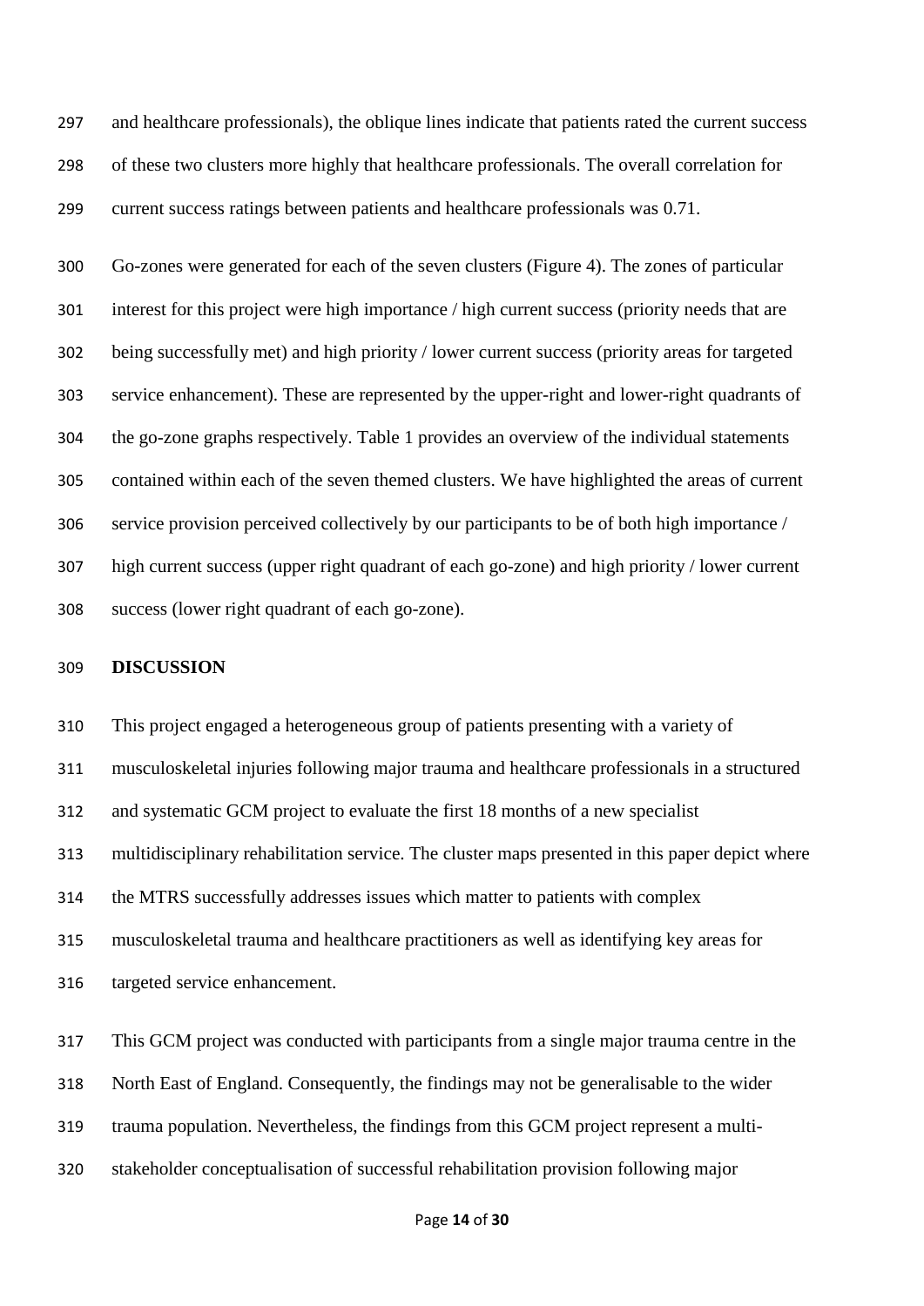and healthcare professionals), the oblique lines indicate that patients rated the current success of these two clusters more highly that healthcare professionals. The overall correlation for current success ratings between patients and healthcare professionals was 0.71.

Go-zones were generated for each of the seven clusters (Figure 4). The zones of particular interest for this project were high importance / high current success (priority needs that are being successfully met) and high priority / lower current success (priority areas for targeted service enhancement). These are represented by the upper-right and lower-right quadrants of the go-zone graphs respectively. Table 1 provides an overview of the individual statements contained within each of the seven themed clusters. We have highlighted the areas of current service provision perceived collectively by our participants to be of both high importance / high current success (upper right quadrant of each go-zone) and high priority / lower current success (lower right quadrant of each go-zone).

## DISCUSSION

This project engaged a heterogeneous group of patients presenting with a variety of musculoskeletal injuries following major trauma and healthcare professionals in a structured and systematic GCM project to evaluate the first 18 months of a new specialist multidisciplinary rehabilitation service. The cluster maps presented in this paper depict where the MTRS successfully addresses issues which matter to patients with complex musculoskeletal trauma and healthcare practitioners as well as identifying key areas for targeted service enhancement.

This GCM project was conducted with participants from a single major trauma centre in the North East of England. Consequently, the findings may not be generalisable to the wider trauma population. Nevertheless, the findings from this GCM project represent a multi-stakeholder conceptualisation of successful rehabilitation provision following major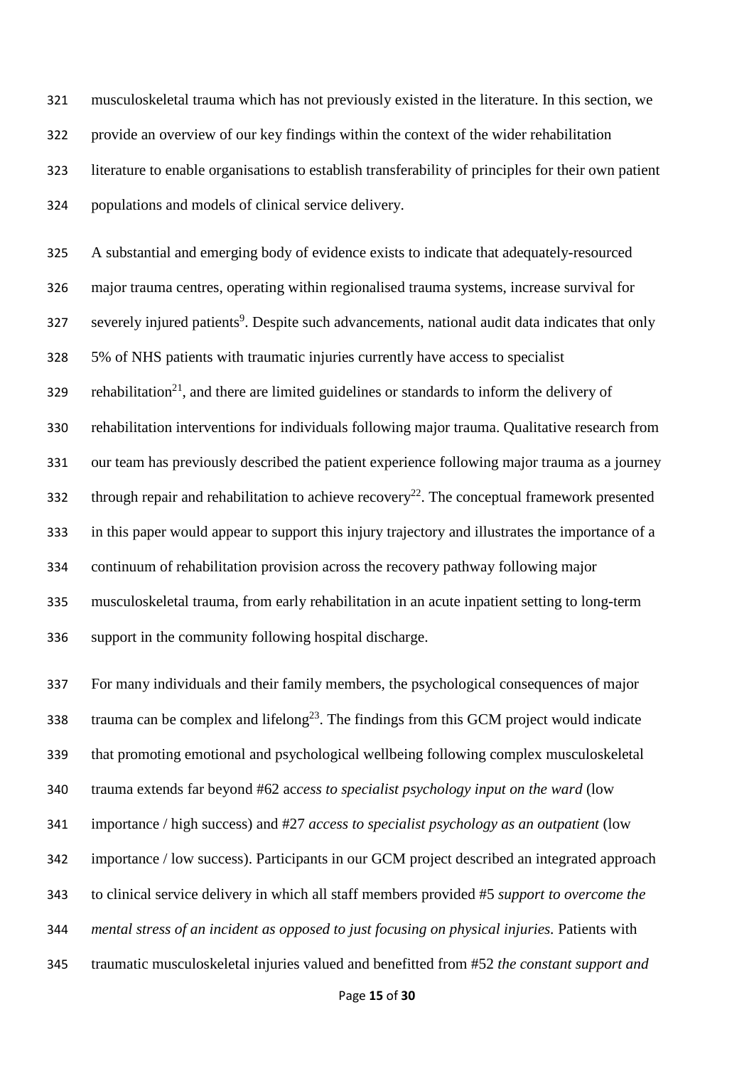musculoskeletal trauma which has not previously existed in the literature. In this section, we provide an overview of our key findings within the context of the wider rehabilitation literature to enable organisations to establish transferability of principles for their own patient populations and models of clinical service delivery.

A substantial and emerging body of evidence exists to indicate that adequately-resourced major trauma centres, operating within regionalised trauma systems, increase survival for severely injured patients[9]. Despite such advancements, national audit data indicates that only 5% of NHS patients with traumatic injuries currently have access to specialist rehabilitation[21], and there are limited guidelines or standards to inform the delivery of rehabilitation interventions for individuals following major trauma. Qualitative research from our team has previously described the patient experience following major trauma as a journey through repair and rehabilitation to achieve recovery[22]. The conceptual framework presented in this paper would appear to support this injury trajectory and illustrates the importance of a continuum of rehabilitation provision across the recovery pathway following major musculoskeletal trauma, from early rehabilitation in an acute inpatient setting to long-term support in the community following hospital discharge.

For many individuals and their family members, the psychological consequences of major trauma can be complex and lifelong[23]. The findings from this GCM project would indicate that promoting emotional and psychological wellbeing following complex musculoskeletal trauma extends far beyond #62 ac*cess to specialist psychology input on the ward* (low importance / high success) and #27 *access to specialist psychology as an outpatient* (low importance / low success). Participants in our GCM project described an integrated approach to clinical service delivery in which all staff members provided #5 *support to overcome the mental stress of an incident as opposed to just focusing on physical injuries.* Patients with traumatic musculoskeletal injuries valued and benefitted from #52 *the constant support and*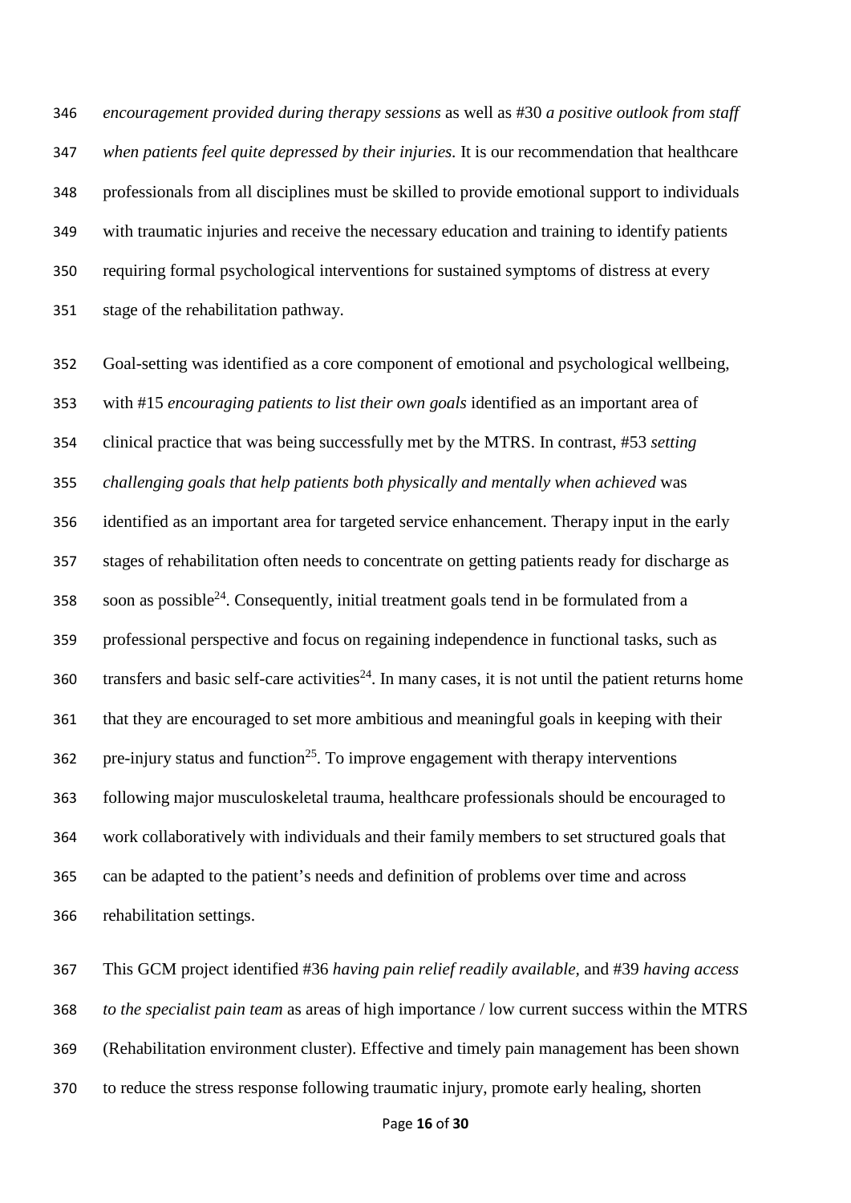*encouragement provided during therapy sessions* as well as #30 *a positive outlook from staff when patients feel quite depressed by their injuries.* It is our recommendation that healthcare professionals from all disciplines must be skilled to provide emotional support to individuals with traumatic injuries and receive the necessary education and training to identify patients requiring formal psychological interventions for sustained symptoms of distress at every stage of the rehabilitation pathway.

Goal-setting was identified as a core component of emotional and psychological wellbeing, with #15 *encouraging patients to list their own goals* identified as an important area of clinical practice that was being successfully met by the MTRS. In contrast, #53 *setting challenging goals that help patients both physically and mentally when achieved* was identified as an important area for targeted service enhancement. Therapy input in the early stages of rehabilitation often needs to concentrate on getting patients ready for discharge as soon as possible[24]. Consequently, initial treatment goals tend in be formulated from a professional perspective and focus on regaining independence in functional tasks, such as transfers and basic self-care activities[24]. In many cases, it is not until the patient returns home that they are encouraged to set more ambitious and meaningful goals in keeping with their pre-injury status and function[25]. To improve engagement with therapy interventions following major musculoskeletal trauma, healthcare professionals should be encouraged to work collaboratively with individuals and their family members to set structured goals that can be adapted to the patient's needs and definition of problems over time and across rehabilitation settings.

This GCM project identified #36 *having pain relief readily available,* and #39 *having access to the specialist pain team* as areas of high importance / low current success within the MTRS (Rehabilitation environment cluster). Effective and timely pain management has been shown to reduce the stress response following traumatic injury, promote early healing, shorten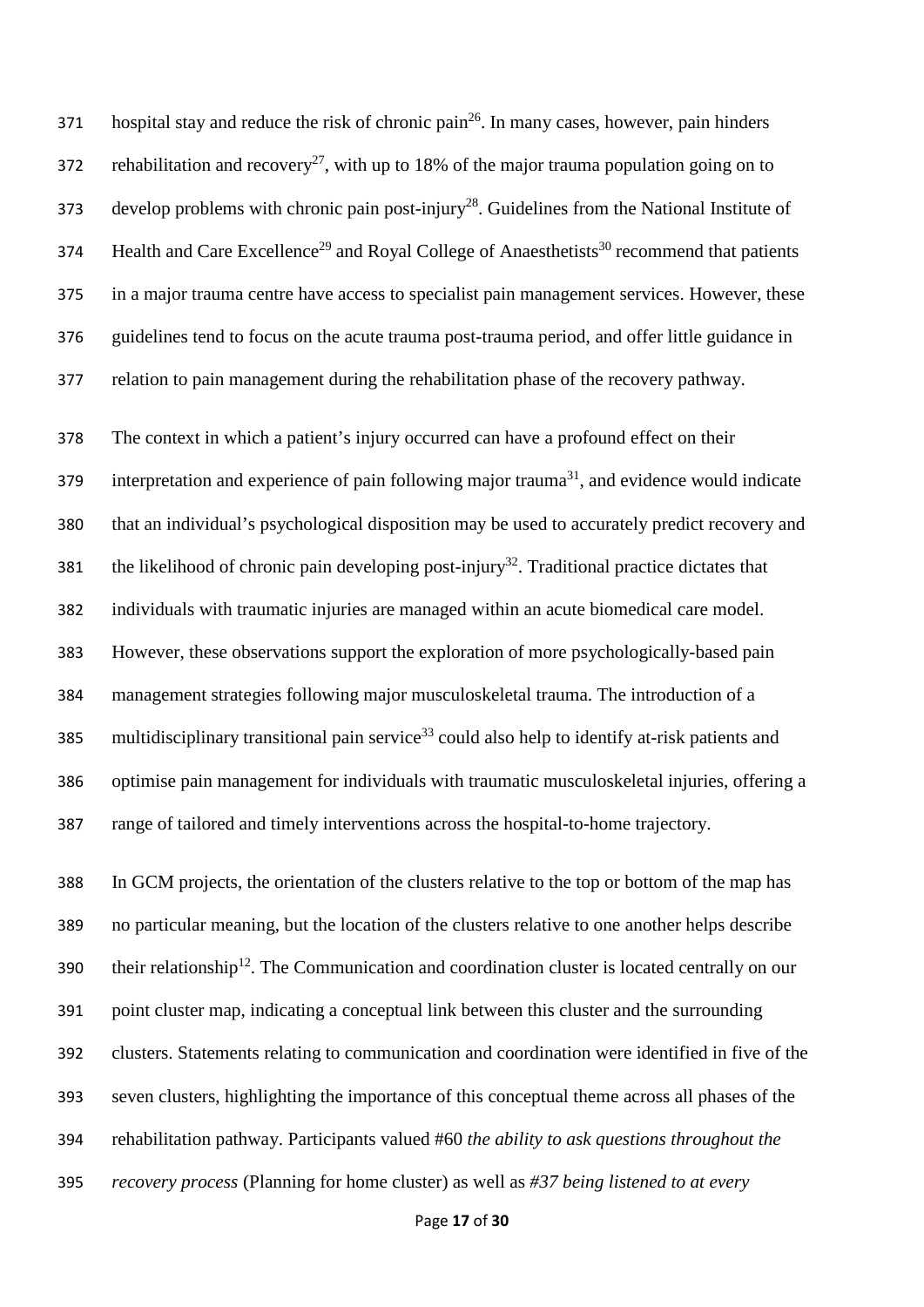hospital stay and reduce the risk of chronic pain[26]. In many cases, however, pain hinders rehabilitation and recovery[27], with up to 18% of the major trauma population going on to develop problems with chronic pain post-injury[28]. Guidelines from the National Institute of Health and Care Excellence[29] and Royal College of Anaesthetists[30] recommend that patients in a major trauma centre have access to specialist pain management services. However, these guidelines tend to focus on the acute trauma post-trauma period, and offer little guidance in relation to pain management during the rehabilitation phase of the recovery pathway.

The context in which a patient's injury occurred can have a profound effect on their interpretation and experience of pain following major trauma[31], and evidence would indicate that an individual's psychological disposition may be used to accurately predict recovery and the likelihood of chronic pain developing post-injury[32]. Traditional practice dictates that individuals with traumatic injuries are managed within an acute biomedical care model. However, these observations support the exploration of more psychologically-based pain management strategies following major musculoskeletal trauma. The introduction of a multidisciplinary transitional pain service[33] could also help to identify at-risk patients and optimise pain management for individuals with traumatic musculoskeletal injuries, offering a range of tailored and timely interventions across the hospital-to-home trajectory.

In GCM projects, the orientation of the clusters relative to the top or bottom of the map has no particular meaning, but the location of the clusters relative to one another helps describe their relationship[12]. The Communication and coordination cluster is located centrally on our point cluster map, indicating a conceptual link between this cluster and the surrounding clusters. Statements relating to communication and coordination were identified in five of the seven clusters, highlighting the importance of this conceptual theme across all phases of the rehabilitation pathway. Participants valued #60 *the ability to ask questions throughout the recovery process* (Planning for home cluster) as well as *#37 being listened to at every*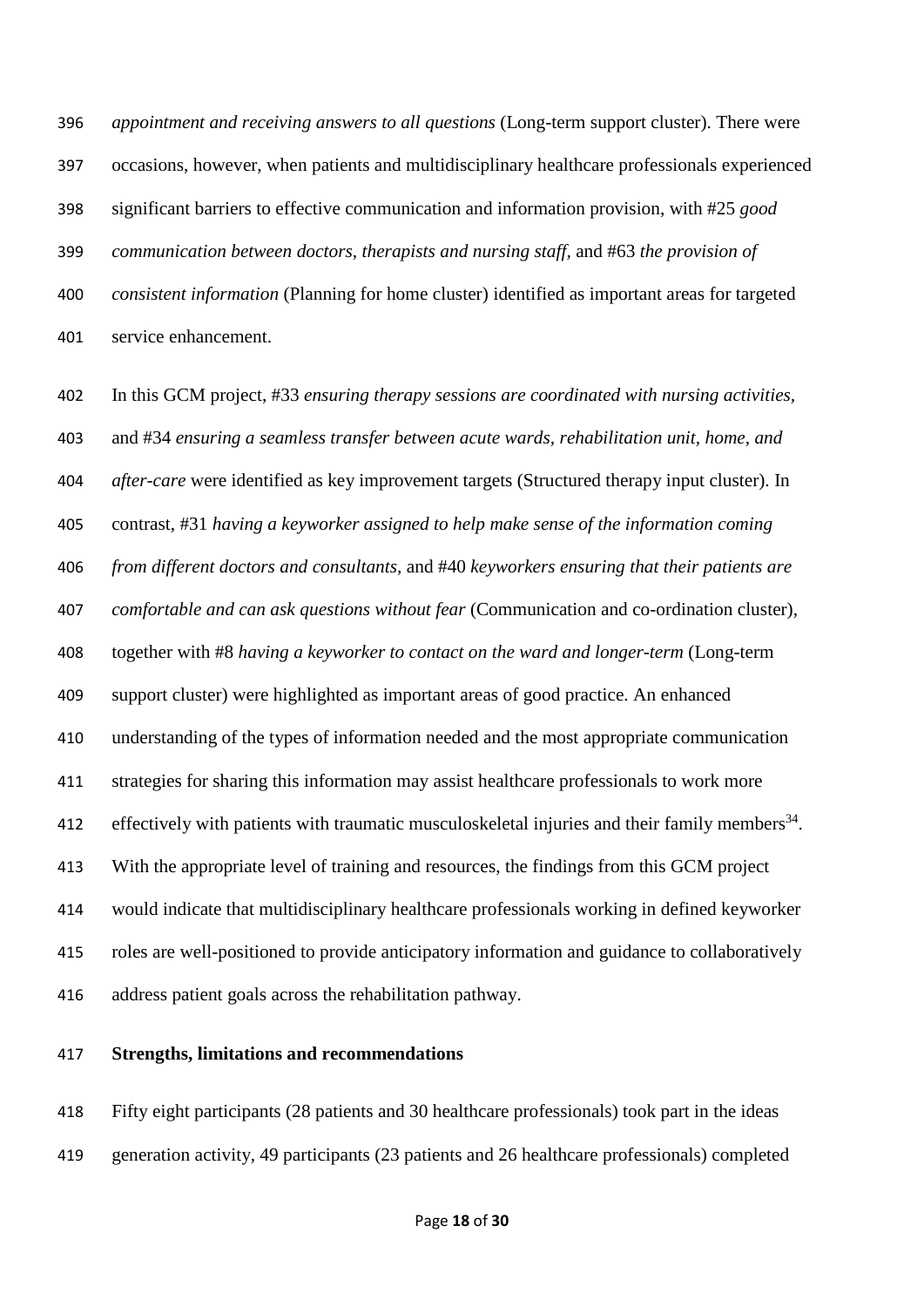*appointment and receiving answers to all questions* (Long-term support cluster). There were occasions, however, when patients and multidisciplinary healthcare professionals experienced significant barriers to effective communication and information provision, with #25 *good communication between doctors, therapists and nursing staff,* and #63 *the provision of consistent information* (Planning for home cluster) identified as important areas for targeted service enhancement.

In this GCM project, #33 *ensuring therapy sessions are coordinated with nursing activities,* and #34 *ensuring a seamless transfer between acute wards, rehabilitation unit, home, and after-care* were identified as key improvement targets (Structured therapy input cluster). In contrast, #31 *having a keyworker assigned to help make sense of the information coming from different doctors and consultants,* and #40 *keyworkers ensuring that their patients are comfortable and can ask questions without fear* (Communication and co-ordination cluster), together with #8 *having a keyworker to contact on the ward and longer-term* (Long-term support cluster) were highlighted as important areas of good practice. An enhanced understanding of the types of information needed and the most appropriate communication strategies for sharing this information may assist healthcare professionals to work more effectively with patients with traumatic musculoskeletal injuries and their family members[34]. With the appropriate level of training and resources, the findings from this GCM project would indicate that multidisciplinary healthcare professionals working in defined keyworker roles are well-positioned to provide anticipatory information and guidance to collaboratively address patient goals across the rehabilitation pathway.

**Strengths, limitations and recommendations**

Fifty eight participants (28 patients and 30 healthcare professionals) took part in the ideas generation activity, 49 participants (23 patients and 26 healthcare professionals) completed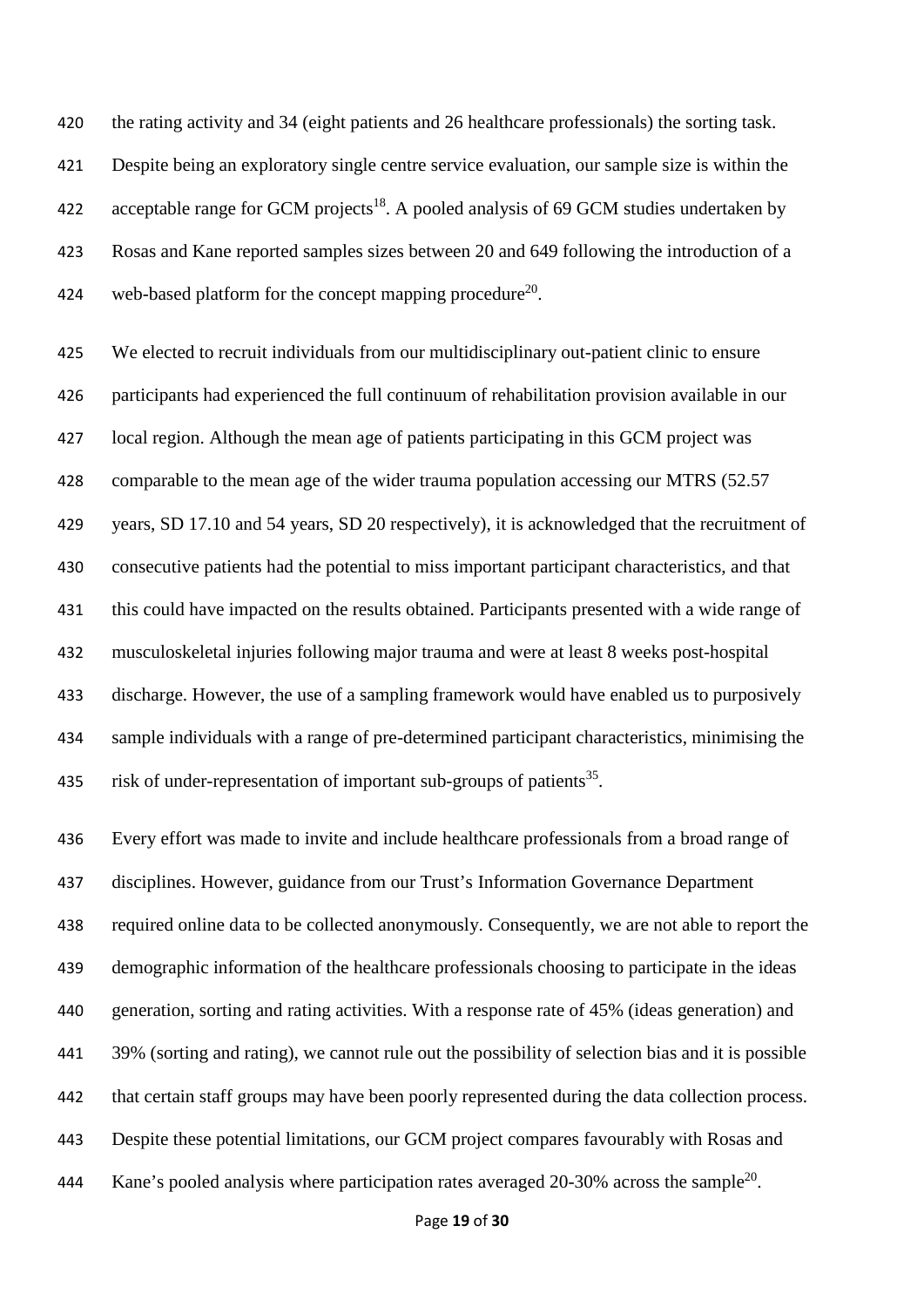the rating activity and 34 (eight patients and 26 healthcare professionals) the sorting task. Despite being an exploratory single centre service evaluation, our sample size is within the acceptable range for GCM projects[18]. A pooled analysis of 69 GCM studies undertaken by Rosas and Kane reported samples sizes between 20 and 649 following the introduction of a web-based platform for the concept mapping procedure[20].

We elected to recruit individuals from our multidisciplinary out-patient clinic to ensure participants had experienced the full continuum of rehabilitation provision available in our local region. Although the mean age of patients participating in this GCM project was comparable to the mean age of the wider trauma population accessing our MTRS (52.57 years, SD 17.10 and 54 years, SD 20 respectively), it is acknowledged that the recruitment of consecutive patients had the potential to miss important participant characteristics, and that this could have impacted on the results obtained. Participants presented with a wide range of musculoskeletal injuries following major trauma and were at least 8 weeks post-hospital discharge. However, the use of a sampling framework would have enabled us to purposively sample individuals with a range of pre-determined participant characteristics, minimising the risk of under-representation of important sub-groups of patients[35].

Every effort was made to invite and include healthcare professionals from a broad range of disciplines. However, guidance from our Trust's Information Governance Department required online data to be collected anonymously. Consequently, we are not able to report the demographic information of the healthcare professionals choosing to participate in the ideas generation, sorting and rating activities. With a response rate of 45% (ideas generation) and 39% (sorting and rating), we cannot rule out the possibility of selection bias and it is possible that certain staff groups may have been poorly represented during the data collection process. Despite these potential limitations, our GCM project compares favourably with Rosas and Kane's pooled analysis where participation rates averaged 20-30% across the sample[20].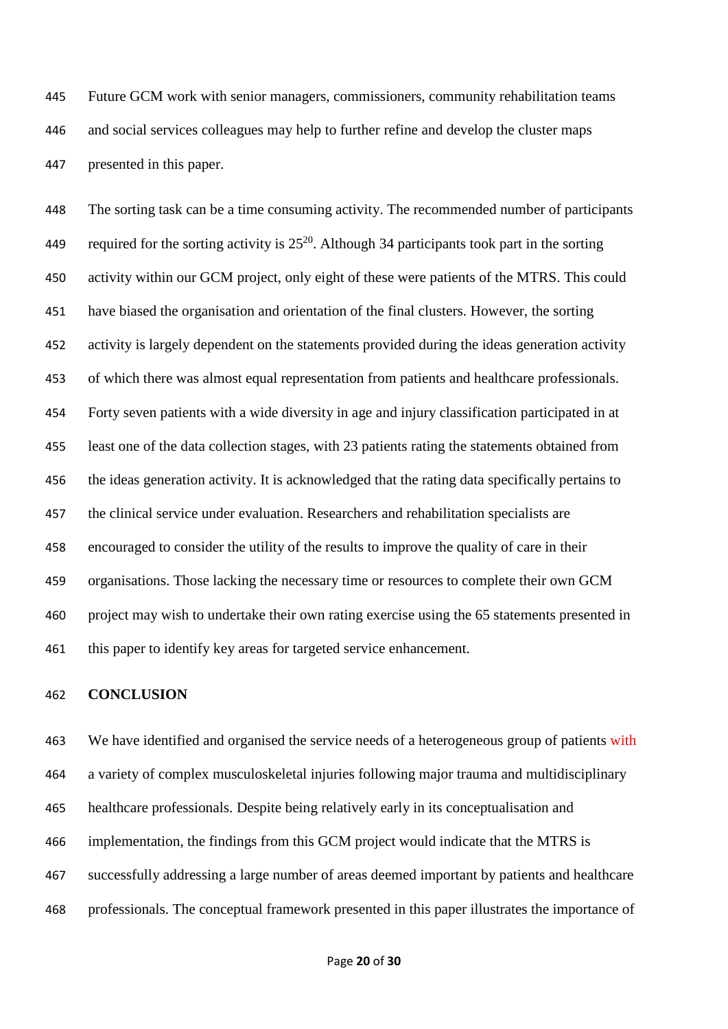Future GCM work with senior managers, commissioners, community rehabilitation teams and social services colleagues may help to further refine and develop the cluster maps presented in this paper.

The sorting task can be a time consuming activity. The recommended number of participants required for the sorting activity is 25[20]. Although 34 participants took part in the sorting activity within our GCM project, only eight of these were patients of the MTRS. This could have biased the organisation and orientation of the final clusters. However, the sorting activity is largely dependent on the statements provided during the ideas generation activity of which there was almost equal representation from patients and healthcare professionals. Forty seven patients with a wide diversity in age and injury classification participated in at least one of the data collection stages, with 23 patients rating the statements obtained from the ideas generation activity. It is acknowledged that the rating data specifically pertains to the clinical service under evaluation. Researchers and rehabilitation specialists are encouraged to consider the utility of the results to improve the quality of care in their organisations. Those lacking the necessary time or resources to complete their own GCM project may wish to undertake their own rating exercise using the 65 statements presented in this paper to identify key areas for targeted service enhancement.

## CONCLUSION

We have identified and organised the service needs of a heterogeneous group of patients with a variety of complex musculoskeletal injuries following major trauma and multidisciplinary healthcare professionals. Despite being relatively early in its conceptualisation and implementation, the findings from this GCM project would indicate that the MTRS is successfully addressing a large number of areas deemed important by patients and healthcare professionals. The conceptual framework presented in this paper illustrates the importance of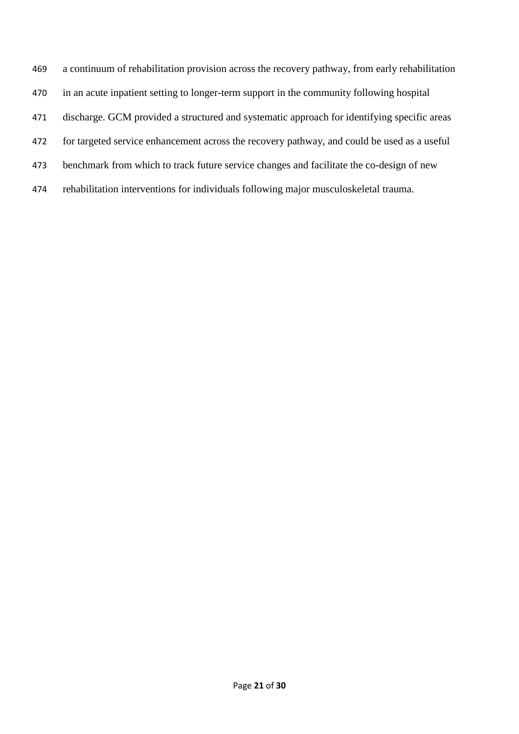a continuum of rehabilitation provision across the recovery pathway, from early rehabilitation in an acute inpatient setting to longer-term support in the community following hospital discharge. GCM provided a structured and systematic approach for identifying specific areas for targeted service enhancement across the recovery pathway, and could be used as a useful benchmark from which to track future service changes and facilitate the co-design of new rehabilitation interventions for individuals following major musculoskeletal trauma.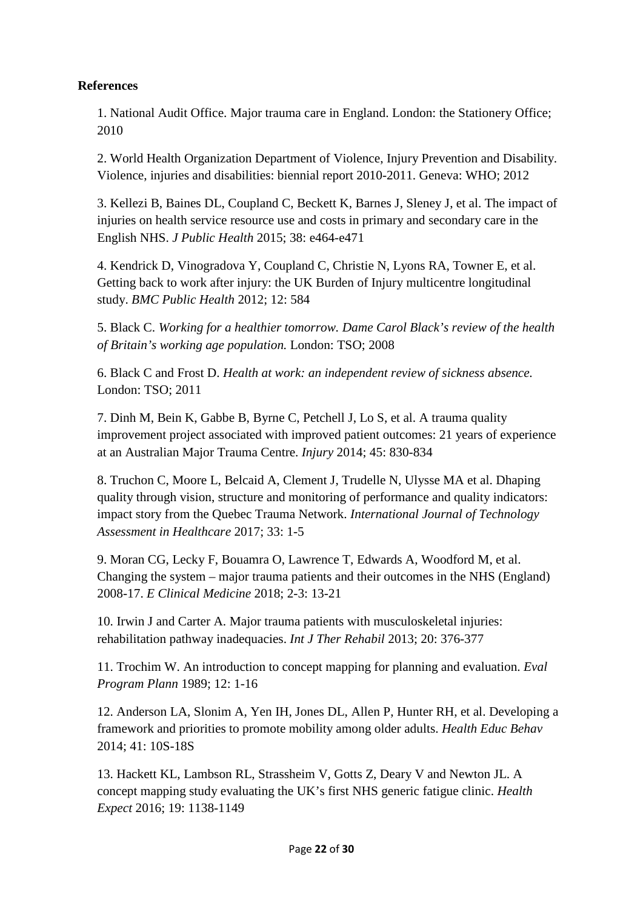**References**

1. National Audit Office. Major trauma care in England. London: the Stationery Office; 2010

2. World Health Organization Department of Violence, Injury Prevention and Disability. Violence, injuries and disabilities: biennial report 2010-2011. Geneva: WHO; 2012

3. Kellezi B, Baines DL, Coupland C, Beckett K, Barnes J, Sleney J, et al. The impact of injuries on health service resource use and costs in primary and secondary care in the English NHS. *J Public Health* 2015; 38: e464-e471

4. Kendrick D, Vinogradova Y, Coupland C, Christie N, Lyons RA, Towner E, et al. Getting back to work after injury: the UK Burden of Injury multicentre longitudinal study. *BMC Public Health* 2012; 12: 584

5. Black C. *Working for a healthier tomorrow. Dame Carol Black's review of the health of Britain's working age population.* London: TSO; 2008

6. Black C and Frost D. *Health at work: an independent review of sickness absence.* London: TSO; 2011

7. Dinh M, Bein K, Gabbe B, Byrne C, Petchell J, Lo S, et al. A trauma quality improvement project associated with improved patient outcomes: 21 years of experience at an Australian Major Trauma Centre. *Injury* 2014; 45: 830-834

8. Truchon C, Moore L, Belcaid A, Clement J, Trudelle N, Ulysse MA et al. Dhaping quality through vision, structure and monitoring of performance and quality indicators: impact story from the Quebec Trauma Network. *International Journal of Technology Assessment in Healthcare* 2017; 33: 1-5

9. Moran CG, Lecky F, Bouamra O, Lawrence T, Edwards A, Woodford M, et al. Changing the system – major trauma patients and their outcomes in the NHS (England) 2008-17. *E Clinical Medicine* 2018; 2-3: 13-21

10. Irwin J and Carter A. Major trauma patients with musculoskeletal injuries: rehabilitation pathway inadequacies. *Int J Ther Rehabil* 2013; 20: 376-377

11. Trochim W. An introduction to concept mapping for planning and evaluation. *Eval Program Plann* 1989; 12: 1-16

12. Anderson LA, Slonim A, Yen IH, Jones DL, Allen P, Hunter RH, et al. Developing a framework and priorities to promote mobility among older adults. *Health Educ Behav* 2014; 41: 10S-18S

13. Hackett KL, Lambson RL, Strassheim V, Gotts Z, Deary V and Newton JL. A concept mapping study evaluating the UK's first NHS generic fatigue clinic. *Health Expect* 2016; 19: 1138-1149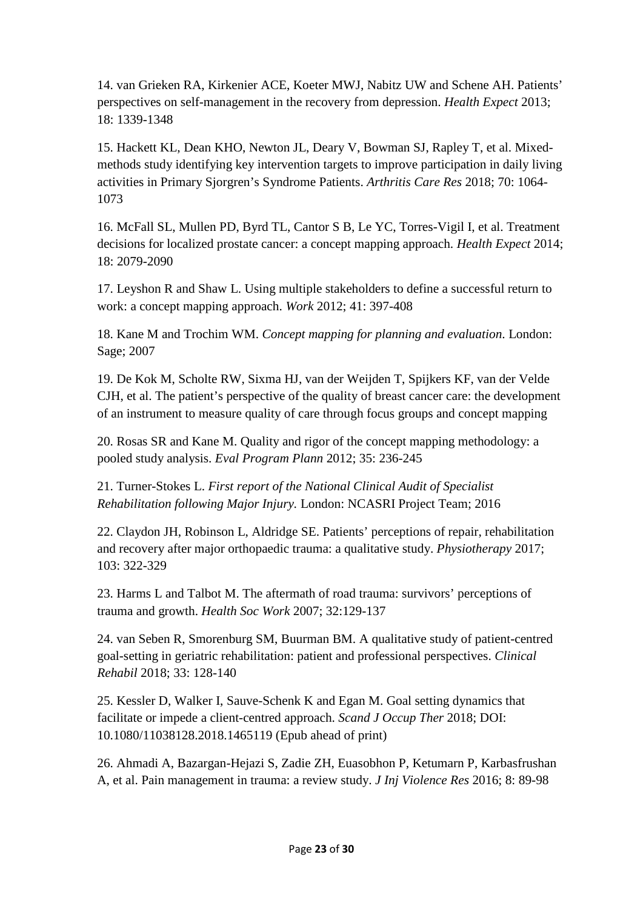14. van Grieken RA, Kirkenier ACE, Koeter MWJ, Nabitz UW and Schene AH. Patients' perspectives on self-management in the recovery from depression. *Health Expect* 2013; 18: 1339-1348

15. Hackett KL, Dean KHO, Newton JL, Deary V, Bowman SJ, Rapley T, et al. Mixed-methods study identifying key intervention targets to improve participation in daily living activities in Primary Sjorgren's Syndrome Patients. *Arthritis Care Res* 2018; 70: 1064-1073

16. McFall SL, Mullen PD, Byrd TL, Cantor S B, Le YC, Torres-Vigil I, et al. Treatment decisions for localized prostate cancer: a concept mapping approach. *Health Expect* 2014; 18: 2079-2090

17. Leyshon R and Shaw L. Using multiple stakeholders to define a successful return to work: a concept mapping approach. *Work* 2012; 41: 397-408

18. Kane M and Trochim WM. *Concept mapping for planning and evaluation*. London: Sage; 2007

19. De Kok M, Scholte RW, Sixma HJ, van der Weijden T, Spijkers KF, van der Velde CJH, et al. The patient's perspective of the quality of breast cancer care: the development of an instrument to measure quality of care through focus groups and concept mapping

20. Rosas SR and Kane M. Quality and rigor of the concept mapping methodology: a pooled study analysis. *Eval Program Plann* 2012; 35: 236-245

21. Turner-Stokes L. *First report of the National Clinical Audit of Specialist Rehabilitation following Major Injury*. London: NCASRI Project Team; 2016

22. Claydon JH, Robinson L, Aldridge SE. Patients' perceptions of repair, rehabilitation and recovery after major orthopaedic trauma: a qualitative study. *Physiotherapy* 2017; 103: 322-329

23. Harms L and Talbot M. The aftermath of road trauma: survivors' perceptions of trauma and growth. *Health Soc Work* 2007; 32:129-137

24. van Seben R, Smorenburg SM, Buurman BM. A qualitative study of patient-centred goal-setting in geriatric rehabilitation: patient and professional perspectives. *Clinical Rehabil* 2018; 33: 128-140

25. Kessler D, Walker I, Sauve-Schenk K and Egan M. Goal setting dynamics that facilitate or impede a client-centred approach. *Scand J Occup Ther* 2018; DOI: 10.1080/11038128.2018.1465119 (Epub ahead of print)

26. Ahmadi A, Bazargan-Hejazi S, Zadie ZH, Euasobhon P, Ketumarn P, Karbasfrushan A, et al. Pain management in trauma: a review study. *J Inj Violence Res* 2016; 8: 89-98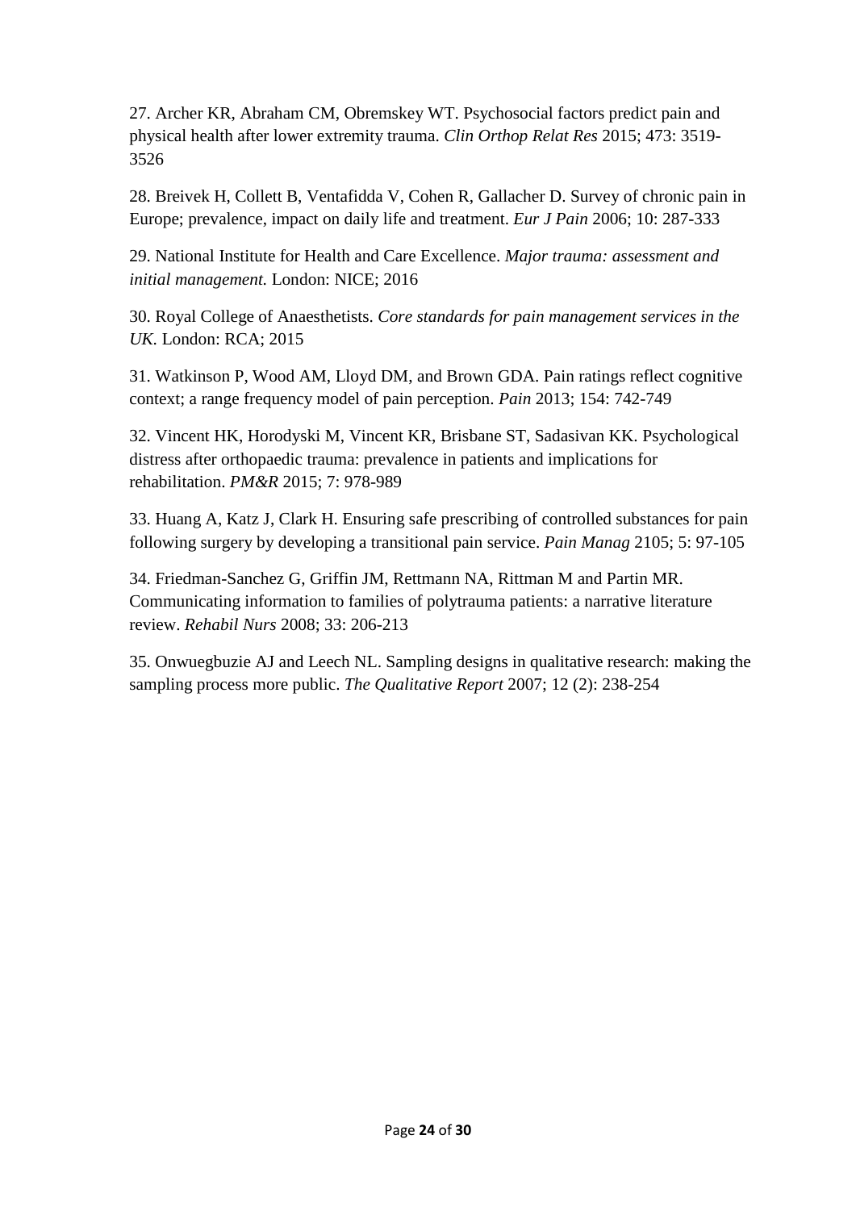27. Archer KR, Abraham CM, Obremskey WT. Psychosocial factors predict pain and physical health after lower extremity trauma. *Clin Orthop Relat Res* 2015; 473: 3519-3526

28. Breivek H, Collett B, Ventafidda V, Cohen R, Gallacher D. Survey of chronic pain in Europe; prevalence, impact on daily life and treatment. *Eur J Pain* 2006; 10: 287-333

29. National Institute for Health and Care Excellence. *Major trauma: assessment and initial management.* London: NICE; 2016

30. Royal College of Anaesthetists. *Core standards for pain management services in the UK.* London: RCA; 2015

31. Watkinson P, Wood AM, Lloyd DM, and Brown GDA. Pain ratings reflect cognitive context; a range frequency model of pain perception. *Pain* 2013; 154: 742-749

32. Vincent HK, Horodyski M, Vincent KR, Brisbane ST, Sadasivan KK. Psychological distress after orthopaedic trauma: prevalence in patients and implications for rehabilitation. *PM&R* 2015; 7: 978-989

33. Huang A, Katz J, Clark H. Ensuring safe prescribing of controlled substances for pain following surgery by developing a transitional pain service. *Pain Manag* 2105; 5: 97-105

34. Friedman-Sanchez G, Griffin JM, Rettmann NA, Rittman M and Partin MR. Communicating information to families of polytrauma patients: a narrative literature review. *Rehabil Nurs* 2008; 33: 206-213

35. Onwuegbuzie AJ and Leech NL. Sampling designs in qualitative research: making the sampling process more public. *The Qualitative Report* 2007; 12 (2): 238-254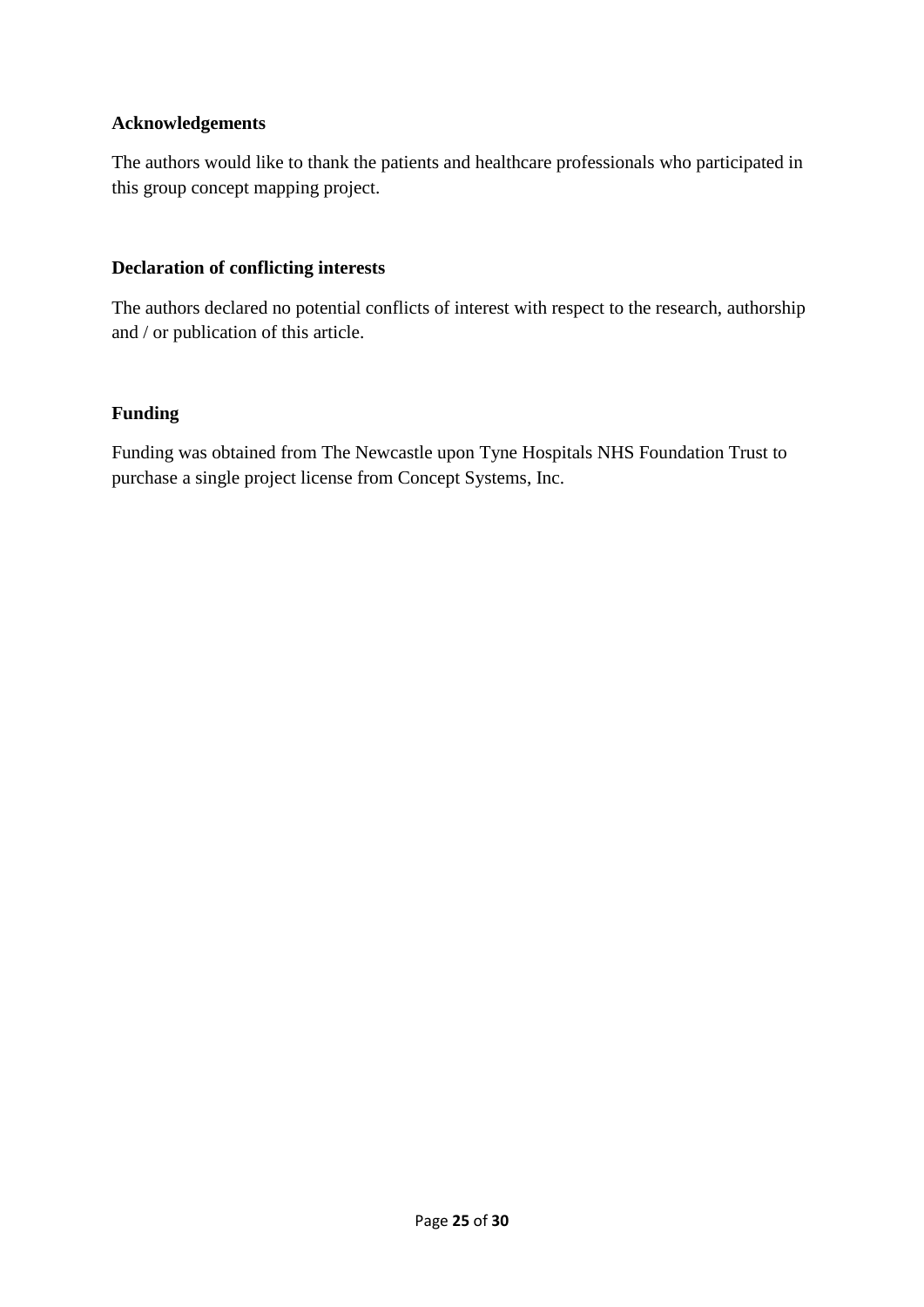## Acknowledgements

The authors would like to thank the patients and healthcare professionals who participated in this group concept mapping project.

## Declaration of conflicting interests

The authors declared no potential conflicts of interest with respect to the research, authorship and / or publication of this article.

## Funding

Funding was obtained from The Newcastle upon Tyne Hospitals NHS Foundation Trust to purchase a single project license from Concept Systems, Inc.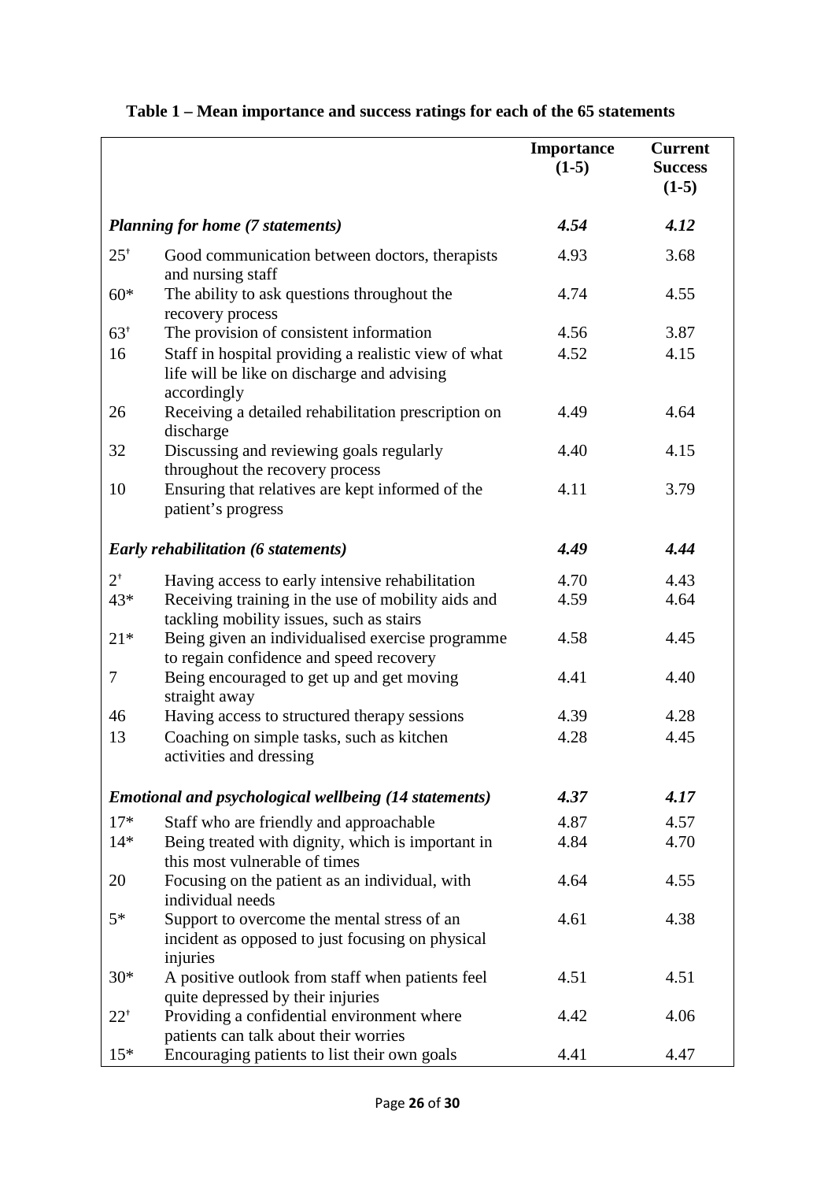**Table 1 – Mean importance and success ratings for each of the 65 statements**

| | | Importance (1-5) | Current Success (1-5) |
|---|---|---|---|
| ***Planning for home (7 statements)*** | | ***4.54*** | ***4.12*** |
| 25[†] | Good communication between doctors, therapists and nursing staff | 4.93 | 3.68 |
| 60* | The ability to ask questions throughout the recovery process | 4.74 | 4.55 |
| 63[†] | The provision of consistent information | 4.56 | 3.87 |
| 16 | Staff in hospital providing a realistic view of what life will be like on discharge and advising accordingly | 4.52 | 4.15 |
| 26 | Receiving a detailed rehabilitation prescription on discharge | 4.49 | 4.64 |
| 32 | Discussing and reviewing goals regularly throughout the recovery process | 4.40 | 4.15 |
| 10 | Ensuring that relatives are kept informed of the patient's progress | 4.11 | 3.79 |
| ***Early rehabilitation (6 statements)*** | | ***4.49*** | ***4.44*** |
| 2[†] | Having access to early intensive rehabilitation | 4.70 | 4.43 |
| 43* | Receiving training in the use of mobility aids and tackling mobility issues, such as stairs | 4.59 | 4.64 |
| 21* | Being given an individualised exercise programme to regain confidence and speed recovery | 4.58 | 4.45 |
| 7 | Being encouraged to get up and get moving straight away | 4.41 | 4.40 |
| 46 | Having access to structured therapy sessions | 4.39 | 4.28 |
| 13 | Coaching on simple tasks, such as kitchen activities and dressing | 4.28 | 4.45 |
| ***Emotional and psychological wellbeing (14 statements)*** | | ***4.37*** | ***4.17*** |
| 17* | Staff who are friendly and approachable | 4.87 | 4.57 |
| 14* | Being treated with dignity, which is important in this most vulnerable of times | 4.84 | 4.70 |
| 20 | Focusing on the patient as an individual, with individual needs | 4.64 | 4.55 |
| 5* | Support to overcome the mental stress of an incident as opposed to just focusing on physical injuries | 4.61 | 4.38 |
| 30* | A positive outlook from staff when patients feel quite depressed by their injuries | 4.51 | 4.51 |
| 22[†] | Providing a confidential environment where patients can talk about their worries | 4.42 | 4.06 |
| 15* | Encouraging patients to list their own goals | 4.41 | 4.47 |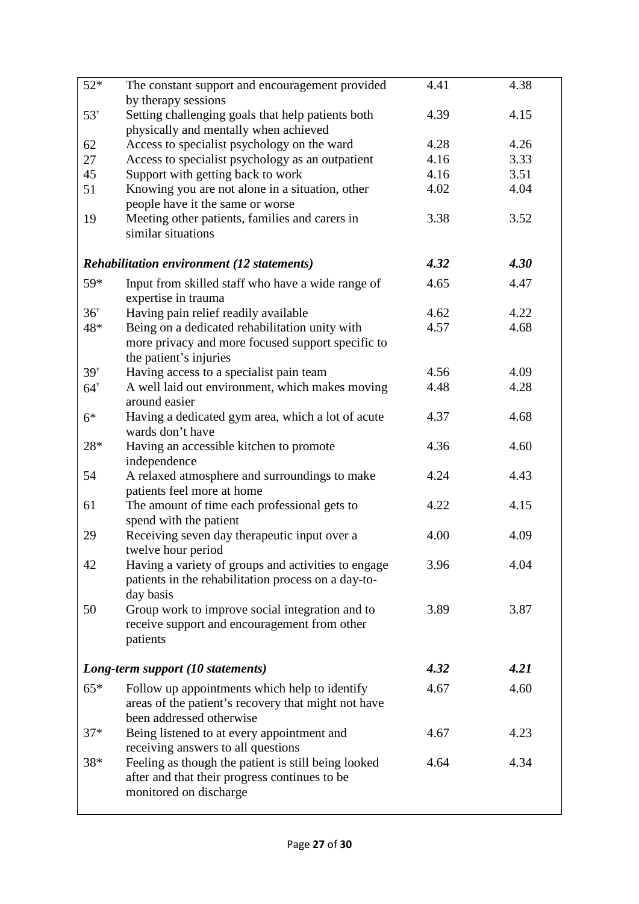| | | | |
|---|---|---|---|
| 52* | The constant support and encouragement provided by therapy sessions | 4.41 | 4.38 |
| 53[†] | Setting challenging goals that help patients both physically and mentally when achieved | 4.39 | 4.15 |
| 62 | Access to specialist psychology on the ward | 4.28 | 4.26 |
| 27 | Access to specialist psychology as an outpatient | 4.16 | 3.33 |
| 45 | Support with getting back to work | 4.16 | 3.51 |
| 51 | Knowing you are not alone in a situation, other people have it the same or worse | 4.02 | 4.04 |
| 19 | Meeting other patients, families and carers in similar situations | 3.38 | 3.52 |
| ***Rehabilitation environment (12 statements)*** | | ***4.32*** | ***4.30*** |
| 59* | Input from skilled staff who have a wide range of expertise in trauma | 4.65 | 4.47 |
| 36[†] | Having pain relief readily available | 4.62 | 4.22 |
| 48* | Being on a dedicated rehabilitation unity with more privacy and more focused support specific to the patient's injuries | 4.57 | 4.68 |
| 39[†] | Having access to a specialist pain team | 4.56 | 4.09 |
| 64[†] | A well laid out environment, which makes moving around easier | 4.48 | 4.28 |
| 6* | Having a dedicated gym area, which a lot of acute wards don't have | 4.37 | 4.68 |
| 28* | Having an accessible kitchen to promote independence | 4.36 | 4.60 |
| 54 | A relaxed atmosphere and surroundings to make patients feel more at home | 4.24 | 4.43 |
| 61 | The amount of time each professional gets to spend with the patient | 4.22 | 4.15 |
| 29 | Receiving seven day therapeutic input over a twelve hour period | 4.00 | 4.09 |
| 42 | Having a variety of groups and activities to engage patients in the rehabilitation process on a day-to-day basis | 3.96 | 4.04 |
| 50 | Group work to improve social integration and to receive support and encouragement from other patients | 3.89 | 3.87 |
| ***Long-term support (10 statements)*** | | ***4.32*** | ***4.21*** |
| 65* | Follow up appointments which help to identify areas of the patient's recovery that might not have been addressed otherwise | 4.67 | 4.60 |
| 37* | Being listened to at every appointment and receiving answers to all questions | 4.67 | 4.23 |
| 38* | Feeling as though the patient is still being looked after and that their progress continues to be monitored on discharge | 4.64 | 4.34 |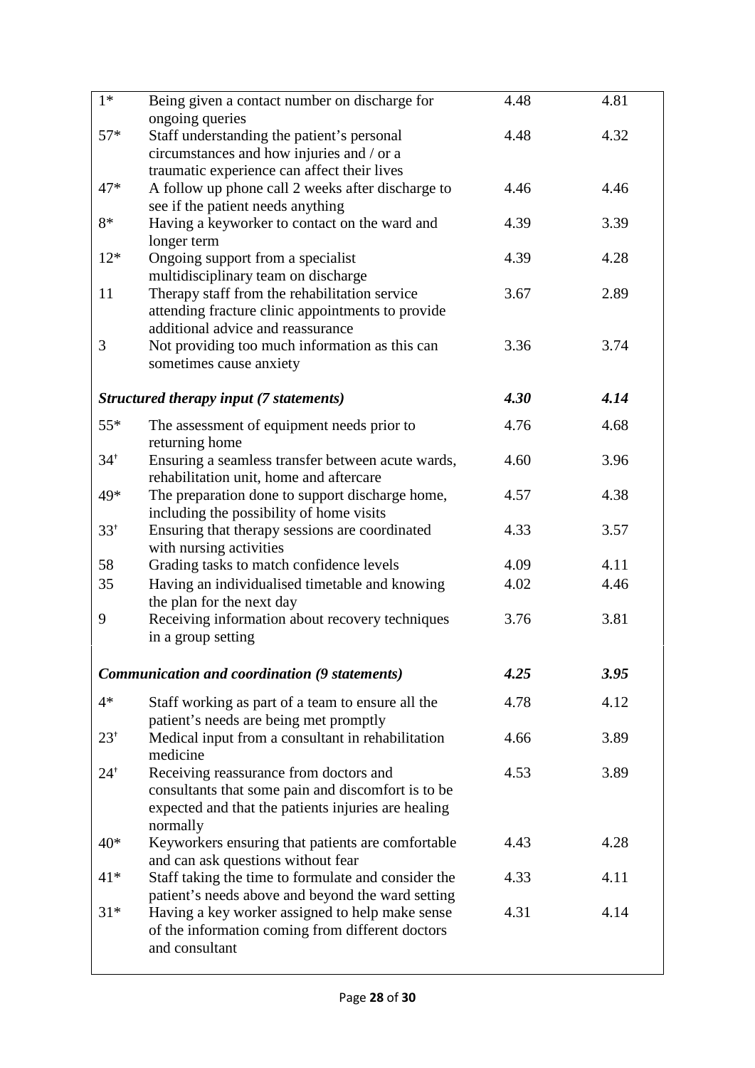| | | | |
|---|---|---|---|
| 1* | Being given a contact number on discharge for ongoing queries | 4.48 | 4.81 |
| 57* | Staff understanding the patient's personal circumstances and how injuries and / or a traumatic experience can affect their lives | 4.48 | 4.32 |
| 47* | A follow up phone call 2 weeks after discharge to see if the patient needs anything | 4.46 | 4.46 |
| 8* | Having a keyworker to contact on the ward and longer term | 4.39 | 3.39 |
| 12* | Ongoing support from a specialist multidisciplinary team on discharge | 4.39 | 4.28 |
| 11 | Therapy staff from the rehabilitation service attending fracture clinic appointments to provide additional advice and reassurance | 3.67 | 2.89 |
| 3 | Not providing too much information as this can sometimes cause anxiety | 3.36 | 3.74 |
| ***Structured therapy input (7 statements)*** | | ***4.30*** | ***4.14*** |
| 55* | The assessment of equipment needs prior to returning home | 4.76 | 4.68 |
| 34† | Ensuring a seamless transfer between acute wards, rehabilitation unit, home and aftercare | 4.60 | 3.96 |
| 49* | The preparation done to support discharge home, including the possibility of home visits | 4.57 | 4.38 |
| 33† | Ensuring that therapy sessions are coordinated with nursing activities | 4.33 | 3.57 |
| 58 | Grading tasks to match confidence levels | 4.09 | 4.11 |
| 35 | Having an individualised timetable and knowing the plan for the next day | 4.02 | 4.46 |
| 9 | Receiving information about recovery techniques in a group setting | 3.76 | 3.81 |
| ***Communication and coordination (9 statements)*** | | ***4.25*** | ***3.95*** |
| 4* | Staff working as part of a team to ensure all the patient's needs are being met promptly | 4.78 | 4.12 |
| 23† | Medical input from a consultant in rehabilitation medicine | 4.66 | 3.89 |
| 24† | Receiving reassurance from doctors and consultants that some pain and discomfort is to be expected and that the patients injuries are healing normally | 4.53 | 3.89 |
| 40* | Keyworkers ensuring that patients are comfortable and can ask questions without fear | 4.43 | 4.28 |
| 41* | Staff taking the time to formulate and consider the patient's needs above and beyond the ward setting | 4.33 | 4.11 |
| 31* | Having a key worker assigned to help make sense of the information coming from different doctors and consultant | 4.31 | 4.14 |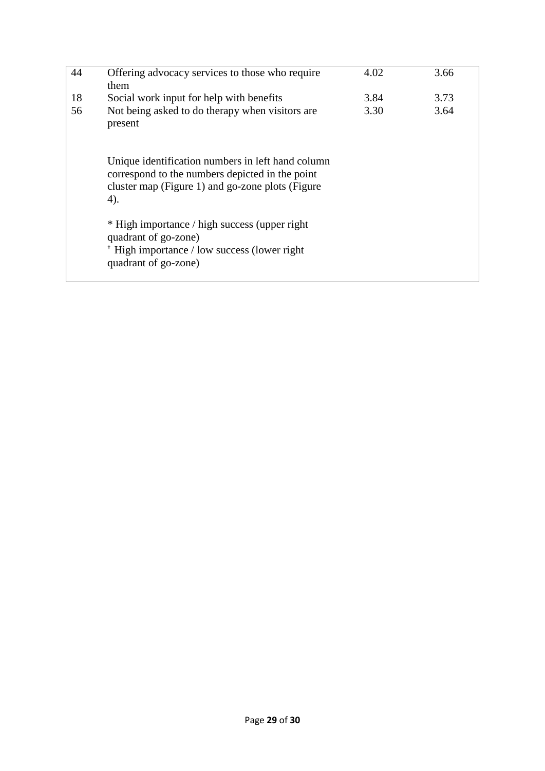| | | | |
|---|---|---|---|
| 44 | Offering advocacy services to those who require them | 4.02 | 3.66 |
| 18 | Social work input for help with benefits | 3.84 | 3.73 |
| 56 | Not being asked to do therapy when visitors are present | 3.30 | 3.64 |

Unique identification numbers in left hand column correspond to the numbers depicted in the point cluster map (Figure 1) and go-zone plots (Figure 4).

* High importance / high success (upper right quadrant of go-zone)
† High importance / low success (lower right quadrant of go-zone)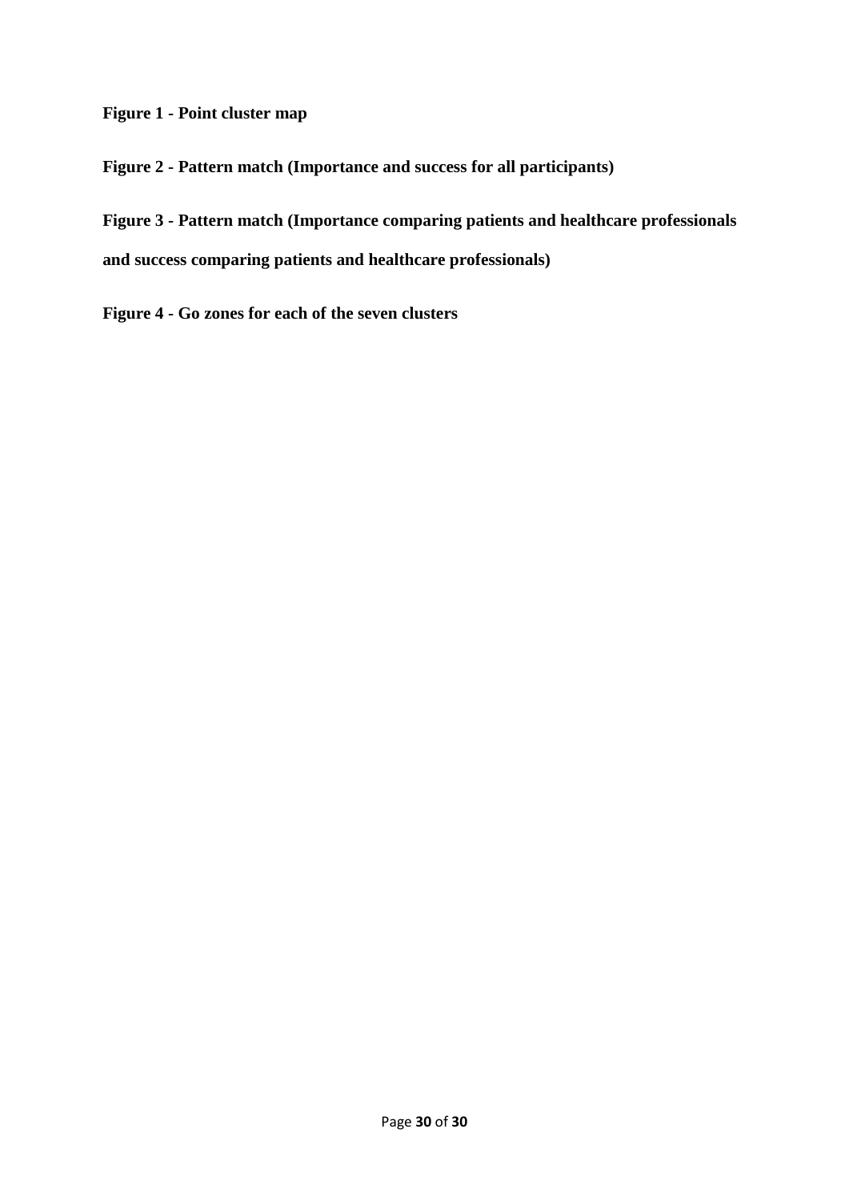**Figure 1 - Point cluster map**

**Figure 2 - Pattern match (Importance and success for all participants)**

**Figure 3 - Pattern match (Importance comparing patients and healthcare professionals and success comparing patients and healthcare professionals)**

**Figure 4 - Go zones for each of the seven clusters**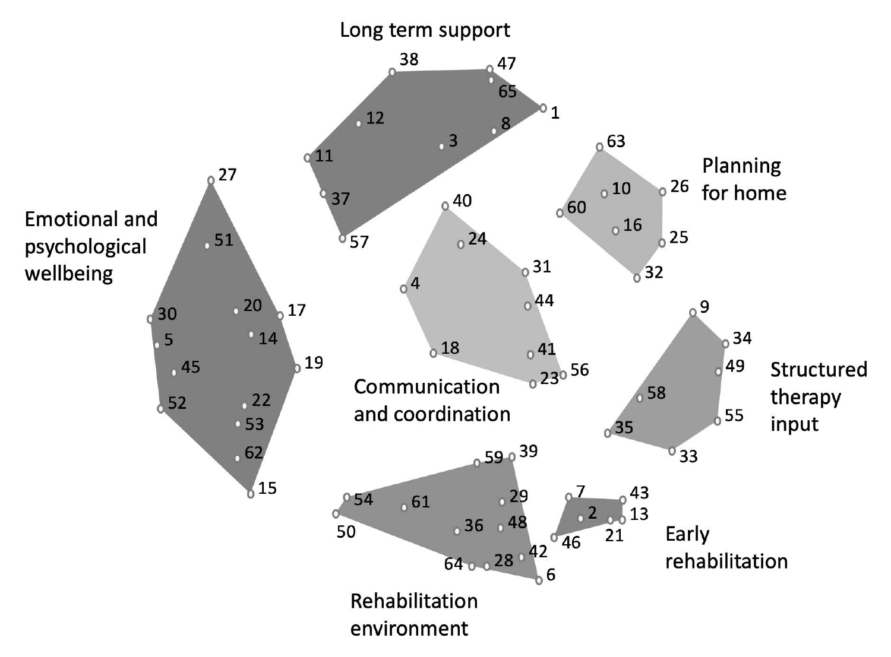Long term support

38, 47, 65, 1, 12, 8, 3, 11, 37, 57

Planning for home

63, 10, 26, 60, 16, 25, 32

Emotional and psychological wellbeing

27, 51, 30, 20, 17, 5, 14, 45, 19, 52, 22, 53, 62, 15

Communication and coordination

40, 24, 31, 4, 44, 18, 41, 56, 23

Structured therapy input

9, 34, 49, 58, 55, 35, 33

Rehabilitation environment

59, 39, 54, 61, 29, 50, 36, 48, 42, 64, 28, 6

Early rehabilitation

7, 43, 2, 13, 21, 46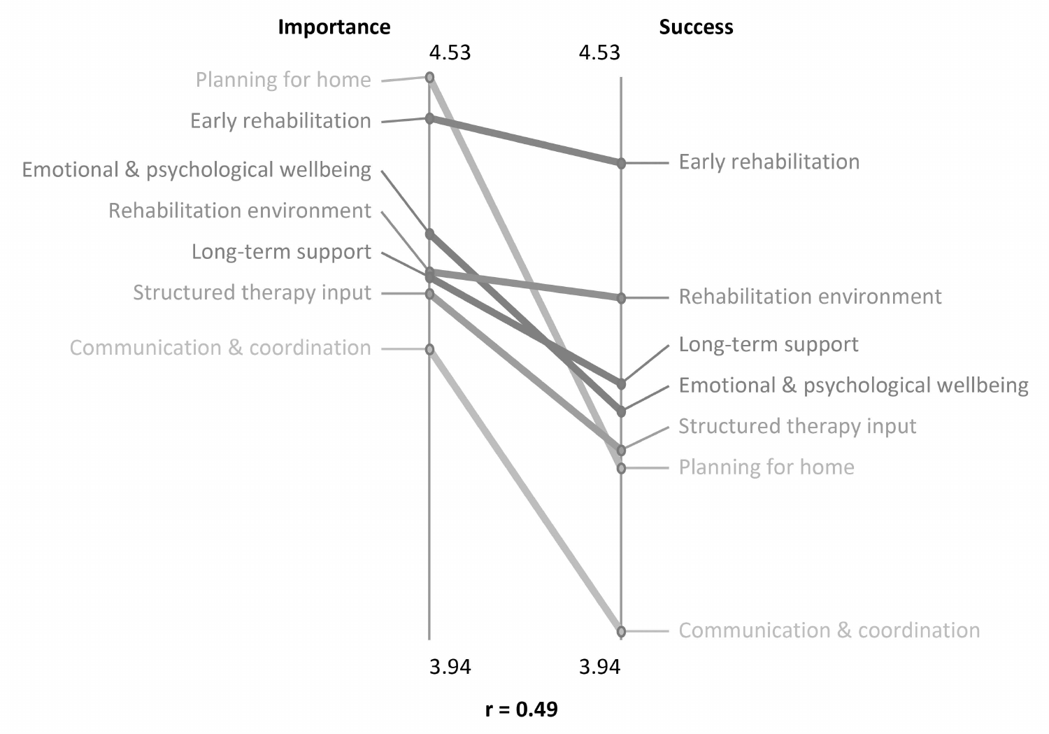**Importance** **Success**

4.53 4.53

| Importance | Success |
|---|---|
| Planning for home | Early rehabilitation |
| Early rehabilitation | Rehabilitation environment |
| Emotional & psychological wellbeing | Long-term support |
| Rehabilitation environment | Emotional & psychological wellbeing |
| Long-term support | Structured therapy input |
| Structured therapy input | Planning for home |
| Communication & coordination | Communication & coordination |

3.94 3.94

**r = 0.49**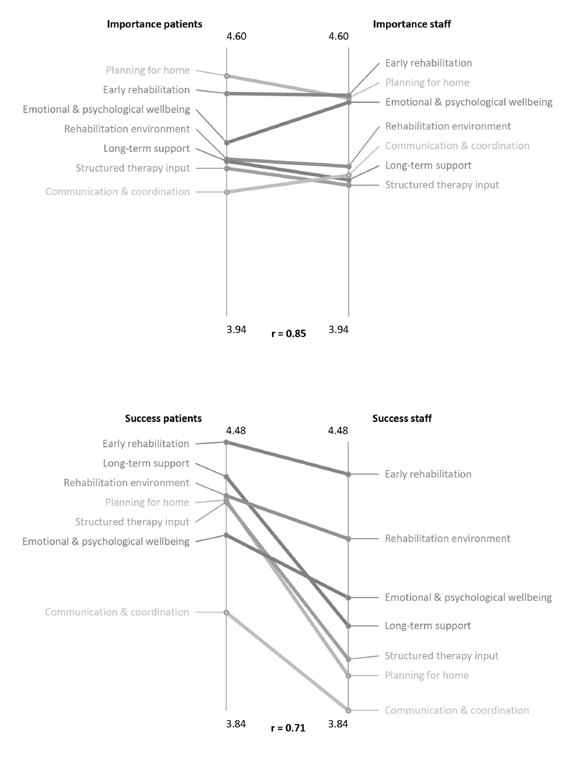**Importance patients** | **Importance staff**

4.60 | 4.60

Importance patients (top to bottom):
- Planning for home
- Early rehabilitation
- Emotional & psychological wellbeing
- Rehabilitation environment
- Long-term support
- Structured therapy input
- Communication & coordination

Importance staff (top to bottom):
- Early rehabilitation
- Planning for home
- Emotional & psychological wellbeing
- Rehabilitation environment
- Communication & coordination
- Long-term support
- Structured therapy input

3.94 | 3.94

**r = 0.85**

**Success patients** | **Success staff**

4.48 | 4.48

Success patients (top to bottom):
- Early rehabilitation
- Long-term support
- Rehabilitation environment
- Planning for home
- Structured therapy input
- Emotional & psychological wellbeing
- Communication & coordination

Success staff (top to bottom):
- Early rehabilitation
- Rehabilitation environment
- Emotional & psychological wellbeing
- Long-term support
- Structured therapy input
- Planning for home
- Communication & coordination

3.84 | 3.84

**r = 0.71**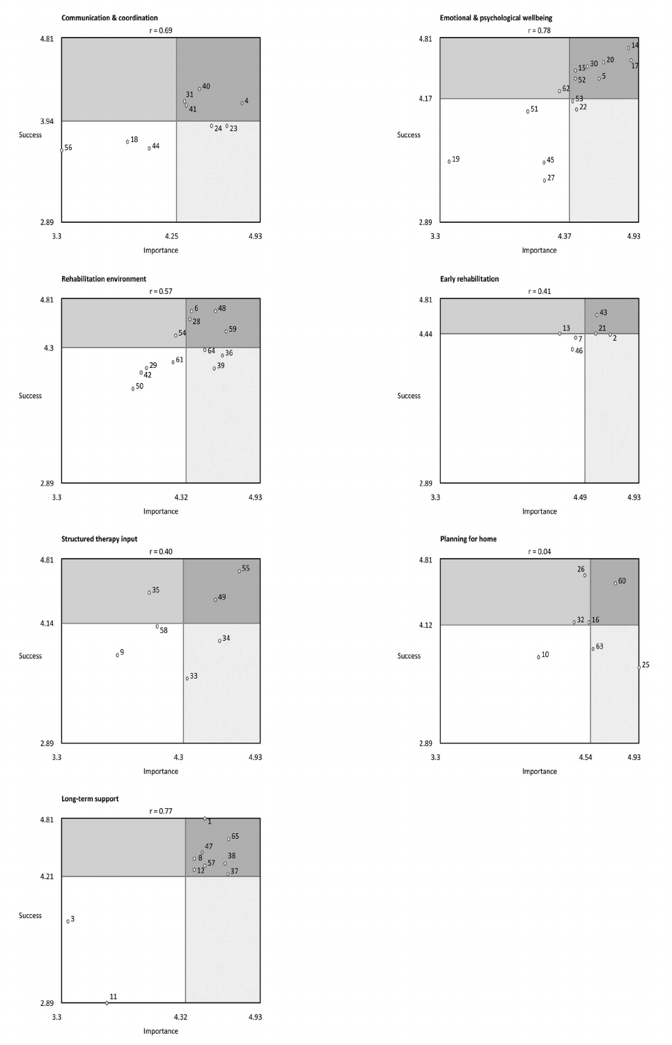Communication & coordination

r = 0.69

4.81

3.94

2.89

Success

3.3

4.25

4.93

Importance

40
31
41
4
24
23
18
44
56

Emotional & psychological wellbeing

r = 0.78

4.81

4.17

2.89

Success

3.3

4.37

4.93

Importance

14
17
15
30
20
52
5
62
53
22
51
19
45
27

Rehabilitation environment

r = 0.57

4.81

4.3

2.89

Success

3.3

4.32

4.93

Importance

6
48
28
59
54
64
36
61
39
29
42
50

Early rehabilitation

r = 0.41

4.81

4.44

2.89

Success

3.3

4.49

4.93

Importance

43
13
21
2
7
46

Structured therapy input

r = 0.40

4.81

4.14

2.89

Success

3.3

4.3

4.93

Importance

55
35
49
58
34
9
33

Planning for home

r = 0.04

4.81

4.12

2.89

Success

3.3

4.54

4.93

Importance

26
60
32
16
63
10
25

Long-term support

r = 0.77

4.81

4.21

2.89

Success

3.3

4.32

4.93

Importance

1
65
47
8
38
57
12
37
3
11